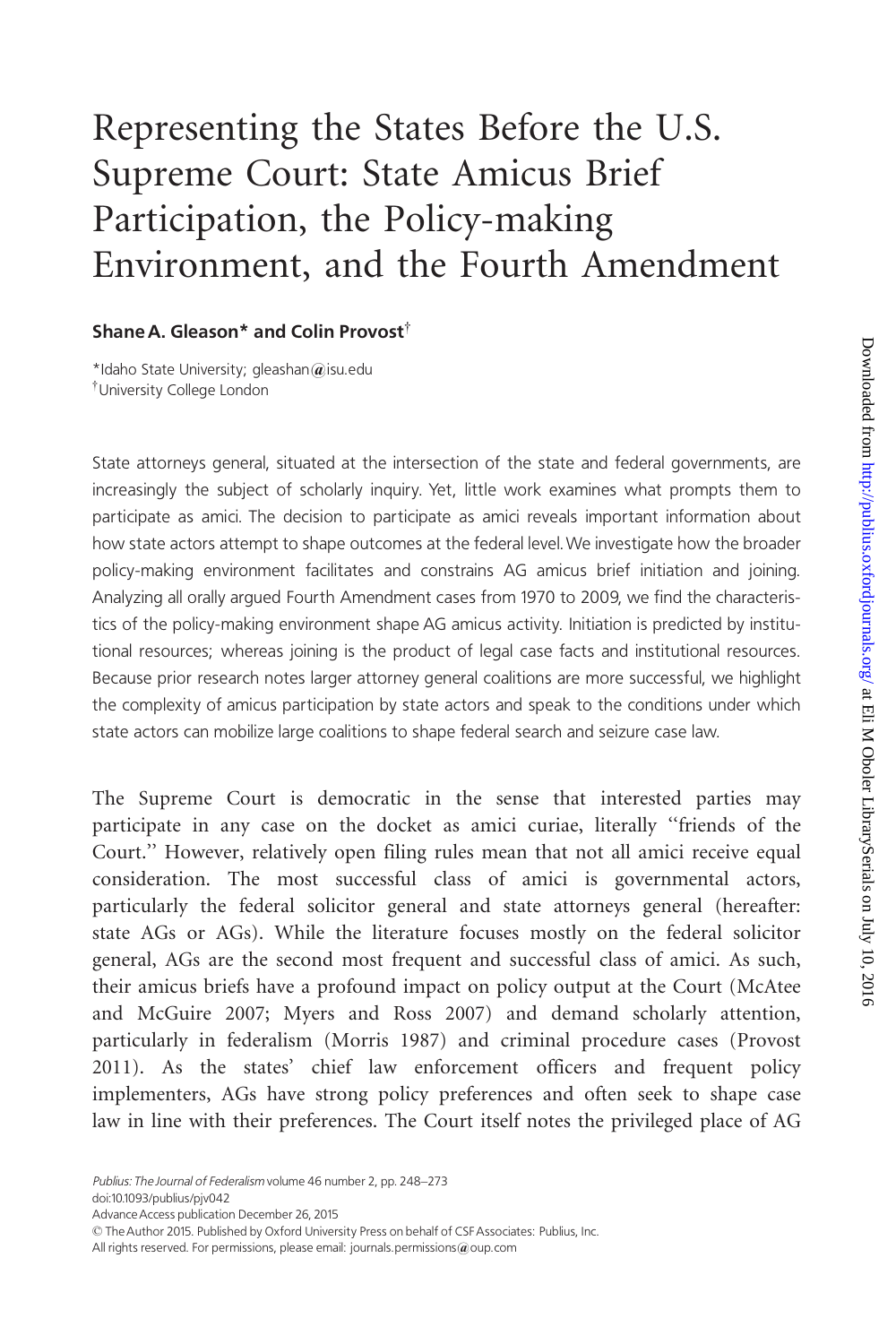# Representing the States Before the U.S. Supreme Court: State Amicus Brief Participation, the Policy-making Environment, and the Fourth Amendment

**Shane A. Gleason\* and Colin Provost†**

\*Idaho State University; gleashan@isu.edu
†University College London

State attorneys general, situated at the intersection of the state and federal governments, are increasingly the subject of scholarly inquiry. Yet, little work examines what prompts them to participate as amici. The decision to participate as amici reveals important information about how state actors attempt to shape outcomes at the federal level. We investigate how the broader policy-making environment facilitates and constrains AG amicus brief initiation and joining. Analyzing all orally argued Fourth Amendment cases from 1970 to 2009, we find the characteristics of the policy-making environment shape AG amicus activity. Initiation is predicted by institutional resources; whereas joining is the product of legal case facts and institutional resources. Because prior research notes larger attorney general coalitions are more successful, we highlight the complexity of amicus participation by state actors and speak to the conditions under which state actors can mobilize large coalitions to shape federal search and seizure case law.

The Supreme Court is democratic in the sense that interested parties may participate in any case on the docket as amici curiae, literally "friends of the Court." However, relatively open filing rules mean that not all amici receive equal consideration. The most successful class of amici is governmental actors, particularly the federal solicitor general and state attorneys general (hereafter: state AGs or AGs). While the literature focuses mostly on the federal solicitor general, AGs are the second most frequent and successful class of amici. As such, their amicus briefs have a profound impact on policy output at the Court (McAtee and McGuire 2007; Myers and Ross 2007) and demand scholarly attention, particularly in federalism (Morris 1987) and criminal procedure cases (Provost 2011). As the states' chief law enforcement officers and frequent policy implementers, AGs have strong policy preferences and often seek to shape case law in line with their preferences. The Court itself notes the privileged place of AG

*Publius: The Journal of Federalism* volume 46 number 2, pp. 248–273
doi:10.1093/publius/pjv042
Advance Access publication December 26, 2015
© The Author 2015. Published by Oxford University Press on behalf of CSF Associates: Publius, Inc.
All rights reserved. For permissions, please email: journals.permissions@oup.com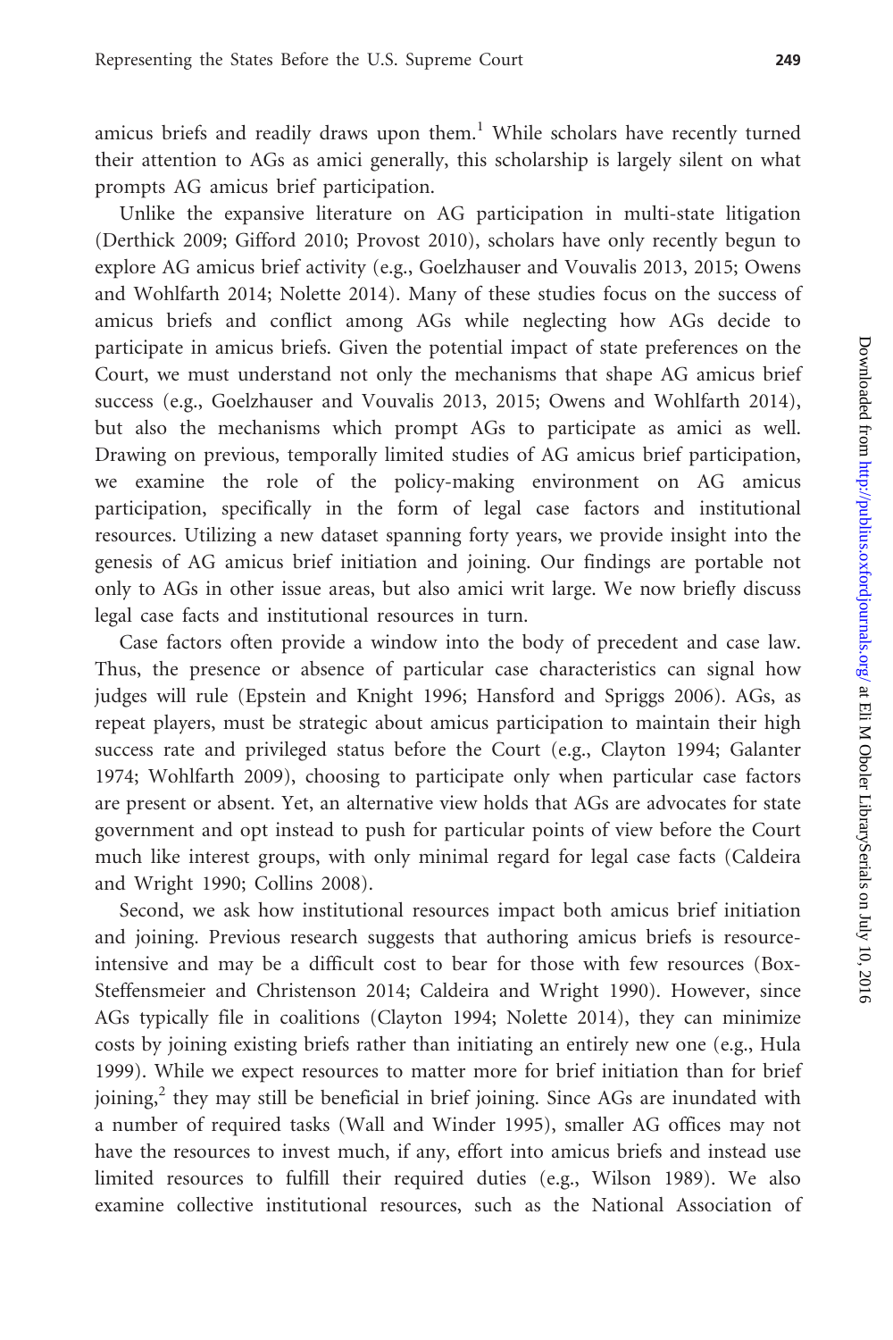amicus briefs and readily draws upon them.[1] While scholars have recently turned their attention to AGs as amici generally, this scholarship is largely silent on what prompts AG amicus brief participation.

Unlike the expansive literature on AG participation in multi-state litigation (Derthick 2009; Gifford 2010; Provost 2010), scholars have only recently begun to explore AG amicus brief activity (e.g., Goelzhauser and Vouvalis 2013, 2015; Owens and Wohlfarth 2014; Nolette 2014). Many of these studies focus on the success of amicus briefs and conflict among AGs while neglecting how AGs decide to participate in amicus briefs. Given the potential impact of state preferences on the Court, we must understand not only the mechanisms that shape AG amicus brief success (e.g., Goelzhauser and Vouvalis 2013, 2015; Owens and Wohlfarth 2014), but also the mechanisms which prompt AGs to participate as amici as well. Drawing on previous, temporally limited studies of AG amicus brief participation, we examine the role of the policy-making environment on AG amicus participation, specifically in the form of legal case factors and institutional resources. Utilizing a new dataset spanning forty years, we provide insight into the genesis of AG amicus brief initiation and joining. Our findings are portable not only to AGs in other issue areas, but also amici writ large. We now briefly discuss legal case facts and institutional resources in turn.

Case factors often provide a window into the body of precedent and case law. Thus, the presence or absence of particular case characteristics can signal how judges will rule (Epstein and Knight 1996; Hansford and Spriggs 2006). AGs, as repeat players, must be strategic about amicus participation to maintain their high success rate and privileged status before the Court (e.g., Clayton 1994; Galanter 1974; Wohlfarth 2009), choosing to participate only when particular case factors are present or absent. Yet, an alternative view holds that AGs are advocates for state government and opt instead to push for particular points of view before the Court much like interest groups, with only minimal regard for legal case facts (Caldeira and Wright 1990; Collins 2008).

Second, we ask how institutional resources impact both amicus brief initiation and joining. Previous research suggests that authoring amicus briefs is resource-intensive and may be a difficult cost to bear for those with few resources (Box-Steffensmeier and Christenson 2014; Caldeira and Wright 1990). However, since AGs typically file in coalitions (Clayton 1994; Nolette 2014), they can minimize costs by joining existing briefs rather than initiating an entirely new one (e.g., Hula 1999). While we expect resources to matter more for brief initiation than for brief joining,[2] they may still be beneficial in brief joining. Since AGs are inundated with a number of required tasks (Wall and Winder 1995), smaller AG offices may not have the resources to invest much, if any, effort into amicus briefs and instead use limited resources to fulfill their required duties (e.g., Wilson 1989). We also examine collective institutional resources, such as the National Association of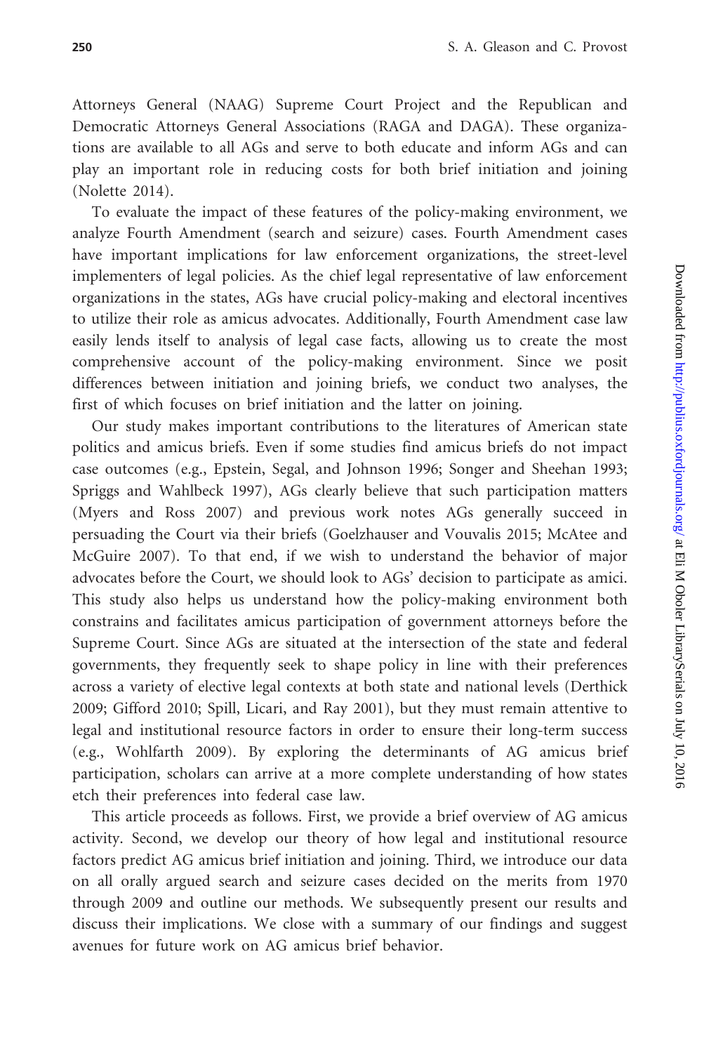Attorneys General (NAAG) Supreme Court Project and the Republican and Democratic Attorneys General Associations (RAGA and DAGA). These organizations are available to all AGs and serve to both educate and inform AGs and can play an important role in reducing costs for both brief initiation and joining (Nolette 2014).

To evaluate the impact of these features of the policy-making environment, we analyze Fourth Amendment (search and seizure) cases. Fourth Amendment cases have important implications for law enforcement organizations, the street-level implementers of legal policies. As the chief legal representative of law enforcement organizations in the states, AGs have crucial policy-making and electoral incentives to utilize their role as amicus advocates. Additionally, Fourth Amendment case law easily lends itself to analysis of legal case facts, allowing us to create the most comprehensive account of the policy-making environment. Since we posit differences between initiation and joining briefs, we conduct two analyses, the first of which focuses on brief initiation and the latter on joining.

Our study makes important contributions to the literatures of American state politics and amicus briefs. Even if some studies find amicus briefs do not impact case outcomes (e.g., Epstein, Segal, and Johnson 1996; Songer and Sheehan 1993; Spriggs and Wahlbeck 1997), AGs clearly believe that such participation matters (Myers and Ross 2007) and previous work notes AGs generally succeed in persuading the Court via their briefs (Goelzhauser and Vouvalis 2015; McAtee and McGuire 2007). To that end, if we wish to understand the behavior of major advocates before the Court, we should look to AGs' decision to participate as amici. This study also helps us understand how the policy-making environment both constrains and facilitates amicus participation of government attorneys before the Supreme Court. Since AGs are situated at the intersection of the state and federal governments, they frequently seek to shape policy in line with their preferences across a variety of elective legal contexts at both state and national levels (Derthick 2009; Gifford 2010; Spill, Licari, and Ray 2001), but they must remain attentive to legal and institutional resource factors in order to ensure their long-term success (e.g., Wohlfarth 2009). By exploring the determinants of AG amicus brief participation, scholars can arrive at a more complete understanding of how states etch their preferences into federal case law.

This article proceeds as follows. First, we provide a brief overview of AG amicus activity. Second, we develop our theory of how legal and institutional resource factors predict AG amicus brief initiation and joining. Third, we introduce our data on all orally argued search and seizure cases decided on the merits from 1970 through 2009 and outline our methods. We subsequently present our results and discuss their implications. We close with a summary of our findings and suggest avenues for future work on AG amicus brief behavior.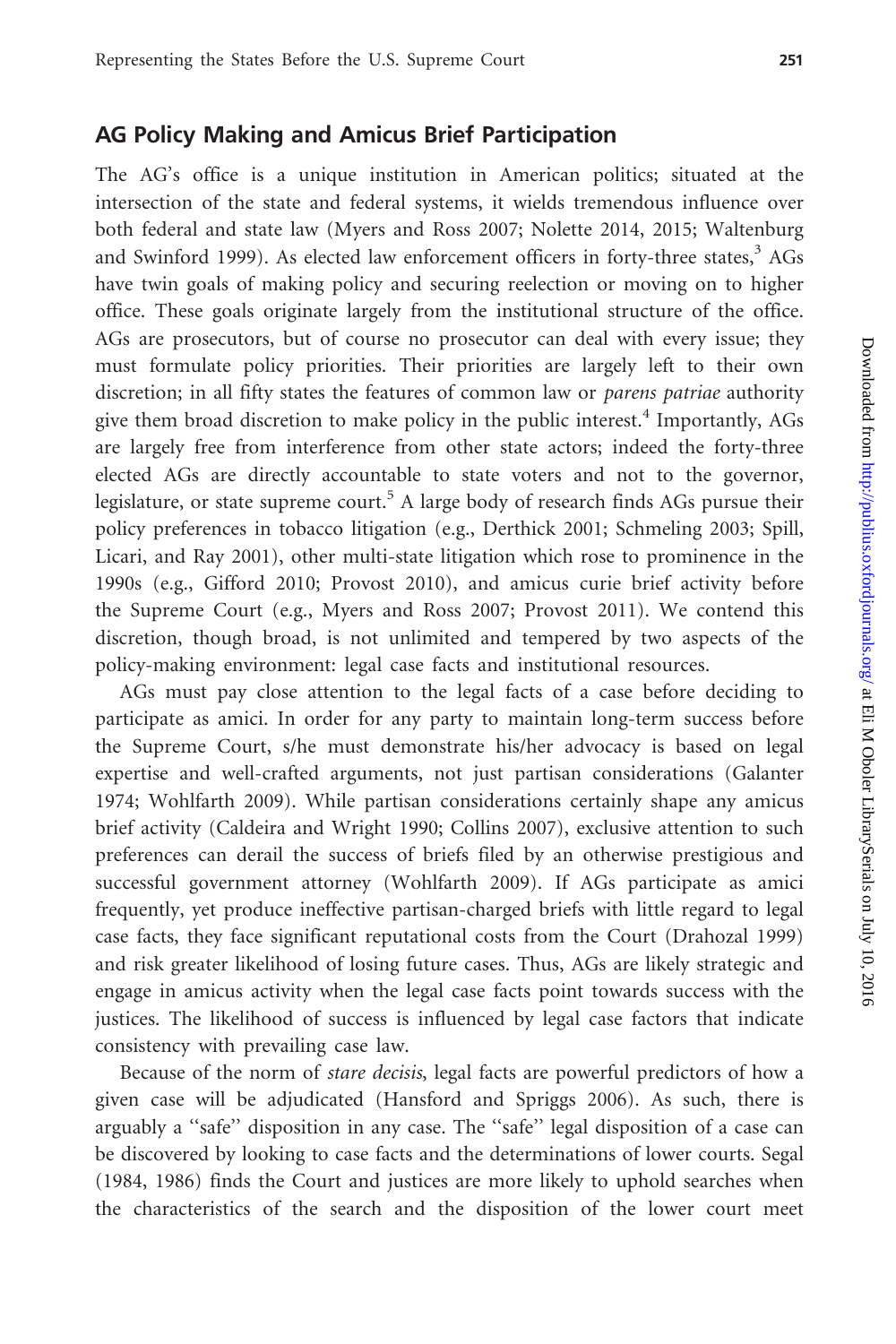## AG Policy Making and Amicus Brief Participation

The AG's office is a unique institution in American politics; situated at the intersection of the state and federal systems, it wields tremendous influence over both federal and state law (Myers and Ross 2007; Nolette 2014, 2015; Waltenburg and Swinford 1999). As elected law enforcement officers in forty-three states,[3] AGs have twin goals of making policy and securing reelection or moving on to higher office. These goals originate largely from the institutional structure of the office. AGs are prosecutors, but of course no prosecutor can deal with every issue; they must formulate policy priorities. Their priorities are largely left to their own discretion; in all fifty states the features of common law or *parens patriae* authority give them broad discretion to make policy in the public interest.[4] Importantly, AGs are largely free from interference from other state actors; indeed the forty-three elected AGs are directly accountable to state voters and not to the governor, legislature, or state supreme court.[5] A large body of research finds AGs pursue their policy preferences in tobacco litigation (e.g., Derthick 2001; Schmeling 2003; Spill, Licari, and Ray 2001), other multi-state litigation which rose to prominence in the 1990s (e.g., Gifford 2010; Provost 2010), and amicus curie brief activity before the Supreme Court (e.g., Myers and Ross 2007; Provost 2011). We contend this discretion, though broad, is not unlimited and tempered by two aspects of the policy-making environment: legal case facts and institutional resources.

AGs must pay close attention to the legal facts of a case before deciding to participate as amici. In order for any party to maintain long-term success before the Supreme Court, s/he must demonstrate his/her advocacy is based on legal expertise and well-crafted arguments, not just partisan considerations (Galanter 1974; Wohlfarth 2009). While partisan considerations certainly shape any amicus brief activity (Caldeira and Wright 1990; Collins 2007), exclusive attention to such preferences can derail the success of briefs filed by an otherwise prestigious and successful government attorney (Wohlfarth 2009). If AGs participate as amici frequently, yet produce ineffective partisan-charged briefs with little regard to legal case facts, they face significant reputational costs from the Court (Drahozal 1999) and risk greater likelihood of losing future cases. Thus, AGs are likely strategic and engage in amicus activity when the legal case facts point towards success with the justices. The likelihood of success is influenced by legal case factors that indicate consistency with prevailing case law.

Because of the norm of *stare decisis*, legal facts are powerful predictors of how a given case will be adjudicated (Hansford and Spriggs 2006). As such, there is arguably a ''safe'' disposition in any case. The ''safe'' legal disposition of a case can be discovered by looking to case facts and the determinations of lower courts. Segal (1984, 1986) finds the Court and justices are more likely to uphold searches when the characteristics of the search and the disposition of the lower court meet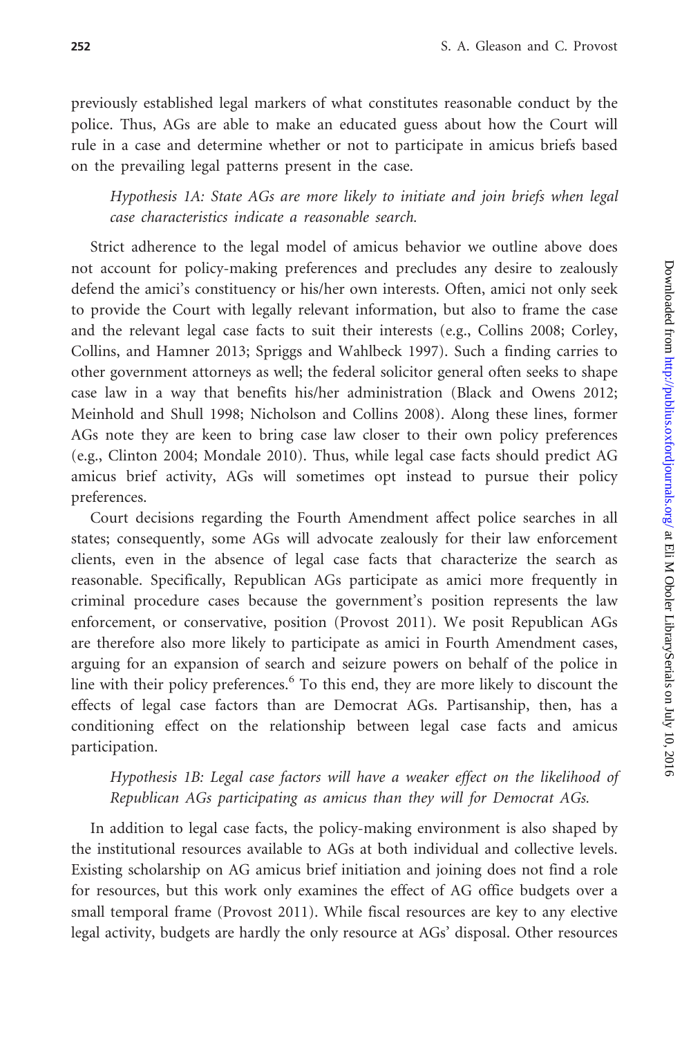previously established legal markers of what constitutes reasonable conduct by the police. Thus, AGs are able to make an educated guess about how the Court will rule in a case and determine whether or not to participate in amicus briefs based on the prevailing legal patterns present in the case.

> *Hypothesis 1A: State AGs are more likely to initiate and join briefs when legal case characteristics indicate a reasonable search.*

Strict adherence to the legal model of amicus behavior we outline above does not account for policy-making preferences and precludes any desire to zealously defend the amici's constituency or his/her own interests. Often, amici not only seek to provide the Court with legally relevant information, but also to frame the case and the relevant legal case facts to suit their interests (e.g., Collins 2008; Corley, Collins, and Hamner 2013; Spriggs and Wahlbeck 1997). Such a finding carries to other government attorneys as well; the federal solicitor general often seeks to shape case law in a way that benefits his/her administration (Black and Owens 2012; Meinhold and Shull 1998; Nicholson and Collins 2008). Along these lines, former AGs note they are keen to bring case law closer to their own policy preferences (e.g., Clinton 2004; Mondale 2010). Thus, while legal case facts should predict AG amicus brief activity, AGs will sometimes opt instead to pursue their policy preferences.

Court decisions regarding the Fourth Amendment affect police searches in all states; consequently, some AGs will advocate zealously for their law enforcement clients, even in the absence of legal case facts that characterize the search as reasonable. Specifically, Republican AGs participate as amici more frequently in criminal procedure cases because the government's position represents the law enforcement, or conservative, position (Provost 2011). We posit Republican AGs are therefore also more likely to participate as amici in Fourth Amendment cases, arguing for an expansion of search and seizure powers on behalf of the police in line with their policy preferences.[6] To this end, they are more likely to discount the effects of legal case factors than are Democrat AGs. Partisanship, then, has a conditioning effect on the relationship between legal case facts and amicus participation.

> *Hypothesis 1B: Legal case factors will have a weaker effect on the likelihood of Republican AGs participating as amicus than they will for Democrat AGs.*

In addition to legal case facts, the policy-making environment is also shaped by the institutional resources available to AGs at both individual and collective levels. Existing scholarship on AG amicus brief initiation and joining does not find a role for resources, but this work only examines the effect of AG office budgets over a small temporal frame (Provost 2011). While fiscal resources are key to any elective legal activity, budgets are hardly the only resource at AGs' disposal. Other resources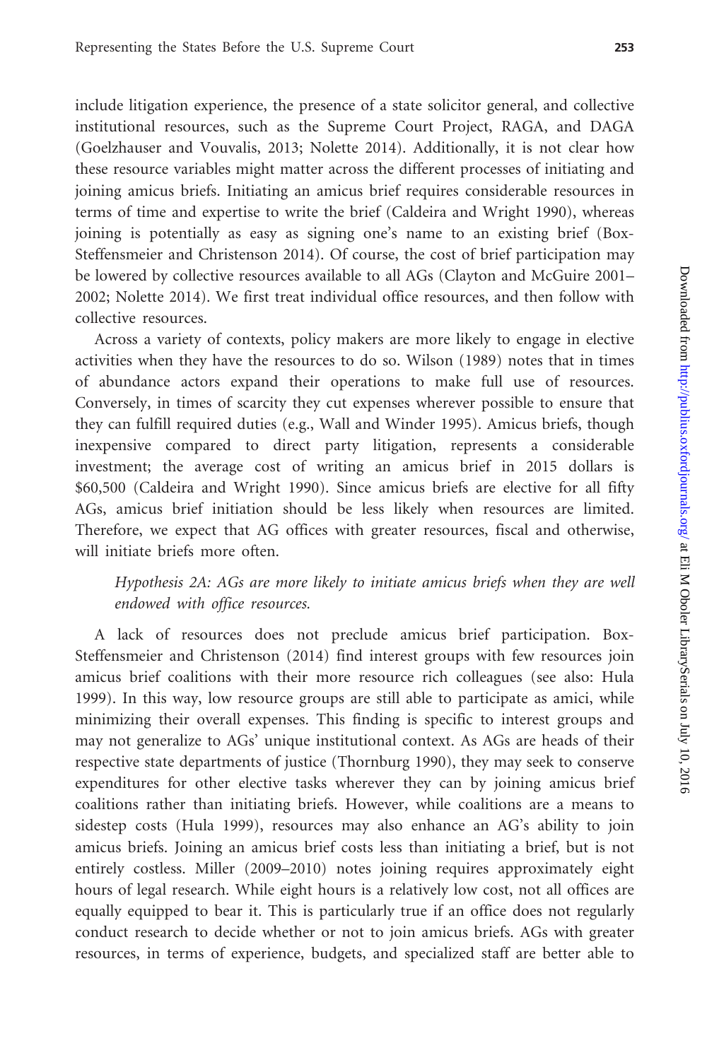include litigation experience, the presence of a state solicitor general, and collective institutional resources, such as the Supreme Court Project, RAGA, and DAGA (Goelzhauser and Vouvalis, 2013; Nolette 2014). Additionally, it is not clear how these resource variables might matter across the different processes of initiating and joining amicus briefs. Initiating an amicus brief requires considerable resources in terms of time and expertise to write the brief (Caldeira and Wright 1990), whereas joining is potentially as easy as signing one's name to an existing brief (Box-Steffensmeier and Christenson 2014). Of course, the cost of brief participation may be lowered by collective resources available to all AGs (Clayton and McGuire 2001–2002; Nolette 2014). We first treat individual office resources, and then follow with collective resources.

Across a variety of contexts, policy makers are more likely to engage in elective activities when they have the resources to do so. Wilson (1989) notes that in times of abundance actors expand their operations to make full use of resources. Conversely, in times of scarcity they cut expenses wherever possible to ensure that they can fulfill required duties (e.g., Wall and Winder 1995). Amicus briefs, though inexpensive compared to direct party litigation, represents a considerable investment; the average cost of writing an amicus brief in 2015 dollars is \$60,500 (Caldeira and Wright 1990). Since amicus briefs are elective for all fifty AGs, amicus brief initiation should be less likely when resources are limited. Therefore, we expect that AG offices with greater resources, fiscal and otherwise, will initiate briefs more often.

> *Hypothesis 2A: AGs are more likely to initiate amicus briefs when they are well endowed with office resources.*

A lack of resources does not preclude amicus brief participation. Box-Steffensmeier and Christenson (2014) find interest groups with few resources join amicus brief coalitions with their more resource rich colleagues (see also: Hula 1999). In this way, low resource groups are still able to participate as amici, while minimizing their overall expenses. This finding is specific to interest groups and may not generalize to AGs' unique institutional context. As AGs are heads of their respective state departments of justice (Thornburg 1990), they may seek to conserve expenditures for other elective tasks wherever they can by joining amicus brief coalitions rather than initiating briefs. However, while coalitions are a means to sidestep costs (Hula 1999), resources may also enhance an AG's ability to join amicus briefs. Joining an amicus brief costs less than initiating a brief, but is not entirely costless. Miller (2009–2010) notes joining requires approximately eight hours of legal research. While eight hours is a relatively low cost, not all offices are equally equipped to bear it. This is particularly true if an office does not regularly conduct research to decide whether or not to join amicus briefs. AGs with greater resources, in terms of experience, budgets, and specialized staff are better able to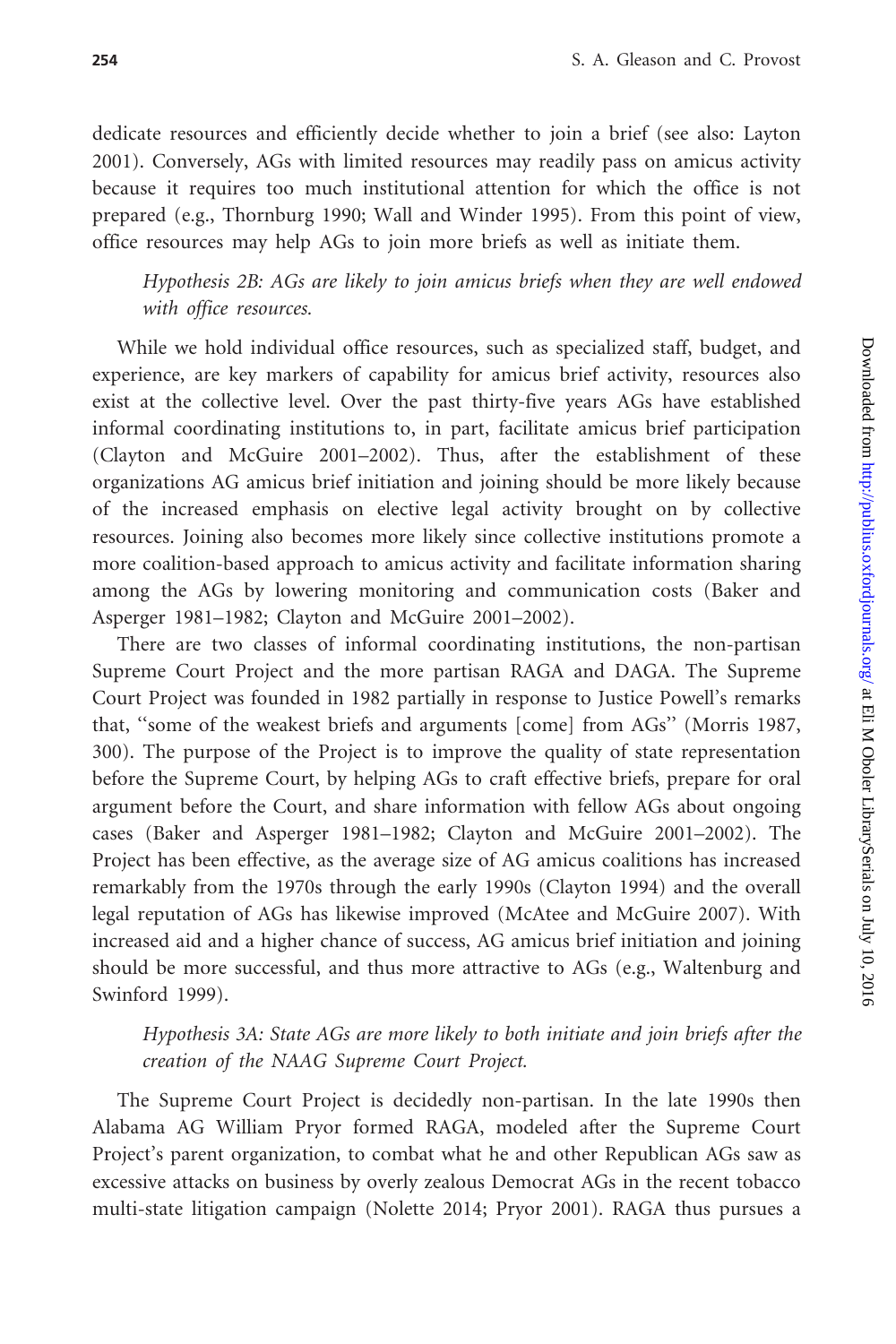dedicate resources and efficiently decide whether to join a brief (see also: Layton 2001). Conversely, AGs with limited resources may readily pass on amicus activity because it requires too much institutional attention for which the office is not prepared (e.g., Thornburg 1990; Wall and Winder 1995). From this point of view, office resources may help AGs to join more briefs as well as initiate them.

> *Hypothesis 2B: AGs are likely to join amicus briefs when they are well endowed with office resources.*

While we hold individual office resources, such as specialized staff, budget, and experience, are key markers of capability for amicus brief activity, resources also exist at the collective level. Over the past thirty-five years AGs have established informal coordinating institutions to, in part, facilitate amicus brief participation (Clayton and McGuire 2001–2002). Thus, after the establishment of these organizations AG amicus brief initiation and joining should be more likely because of the increased emphasis on elective legal activity brought on by collective resources. Joining also becomes more likely since collective institutions promote a more coalition-based approach to amicus activity and facilitate information sharing among the AGs by lowering monitoring and communication costs (Baker and Asperger 1981–1982; Clayton and McGuire 2001–2002).

There are two classes of informal coordinating institutions, the non-partisan Supreme Court Project and the more partisan RAGA and DAGA. The Supreme Court Project was founded in 1982 partially in response to Justice Powell's remarks that, "some of the weakest briefs and arguments [come] from AGs" (Morris 1987, 300). The purpose of the Project is to improve the quality of state representation before the Supreme Court, by helping AGs to craft effective briefs, prepare for oral argument before the Court, and share information with fellow AGs about ongoing cases (Baker and Asperger 1981–1982; Clayton and McGuire 2001–2002). The Project has been effective, as the average size of AG amicus coalitions has increased remarkably from the 1970s through the early 1990s (Clayton 1994) and the overall legal reputation of AGs has likewise improved (McAtee and McGuire 2007). With increased aid and a higher chance of success, AG amicus brief initiation and joining should be more successful, and thus more attractive to AGs (e.g., Waltenburg and Swinford 1999).

> *Hypothesis 3A: State AGs are more likely to both initiate and join briefs after the creation of the NAAG Supreme Court Project.*

The Supreme Court Project is decidedly non-partisan. In the late 1990s then Alabama AG William Pryor formed RAGA, modeled after the Supreme Court Project's parent organization, to combat what he and other Republican AGs saw as excessive attacks on business by overly zealous Democrat AGs in the recent tobacco multi-state litigation campaign (Nolette 2014; Pryor 2001). RAGA thus pursues a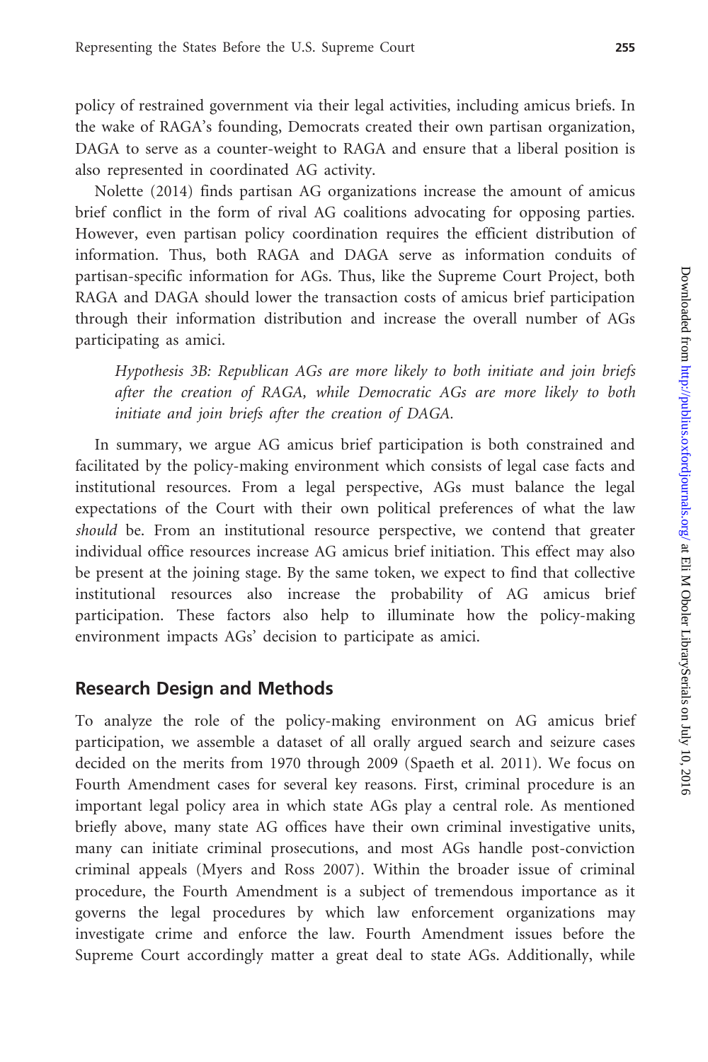policy of restrained government via their legal activities, including amicus briefs. In the wake of RAGA's founding, Democrats created their own partisan organization, DAGA to serve as a counter-weight to RAGA and ensure that a liberal position is also represented in coordinated AG activity.

Nolette (2014) finds partisan AG organizations increase the amount of amicus brief conflict in the form of rival AG coalitions advocating for opposing parties. However, even partisan policy coordination requires the efficient distribution of information. Thus, both RAGA and DAGA serve as information conduits of partisan-specific information for AGs. Thus, like the Supreme Court Project, both RAGA and DAGA should lower the transaction costs of amicus brief participation through their information distribution and increase the overall number of AGs participating as amici.

> *Hypothesis 3B: Republican AGs are more likely to both initiate and join briefs after the creation of RAGA, while Democratic AGs are more likely to both initiate and join briefs after the creation of DAGA.*

In summary, we argue AG amicus brief participation is both constrained and facilitated by the policy-making environment which consists of legal case facts and institutional resources. From a legal perspective, AGs must balance the legal expectations of the Court with their own political preferences of what the law *should* be. From an institutional resource perspective, we contend that greater individual office resources increase AG amicus brief initiation. This effect may also be present at the joining stage. By the same token, we expect to find that collective institutional resources also increase the probability of AG amicus brief participation. These factors also help to illuminate how the policy-making environment impacts AGs' decision to participate as amici.

## Research Design and Methods

To analyze the role of the policy-making environment on AG amicus brief participation, we assemble a dataset of all orally argued search and seizure cases decided on the merits from 1970 through 2009 (Spaeth et al. 2011). We focus on Fourth Amendment cases for several key reasons. First, criminal procedure is an important legal policy area in which state AGs play a central role. As mentioned briefly above, many state AG offices have their own criminal investigative units, many can initiate criminal prosecutions, and most AGs handle post-conviction criminal appeals (Myers and Ross 2007). Within the broader issue of criminal procedure, the Fourth Amendment is a subject of tremendous importance as it governs the legal procedures by which law enforcement organizations may investigate crime and enforce the law. Fourth Amendment issues before the Supreme Court accordingly matter a great deal to state AGs. Additionally, while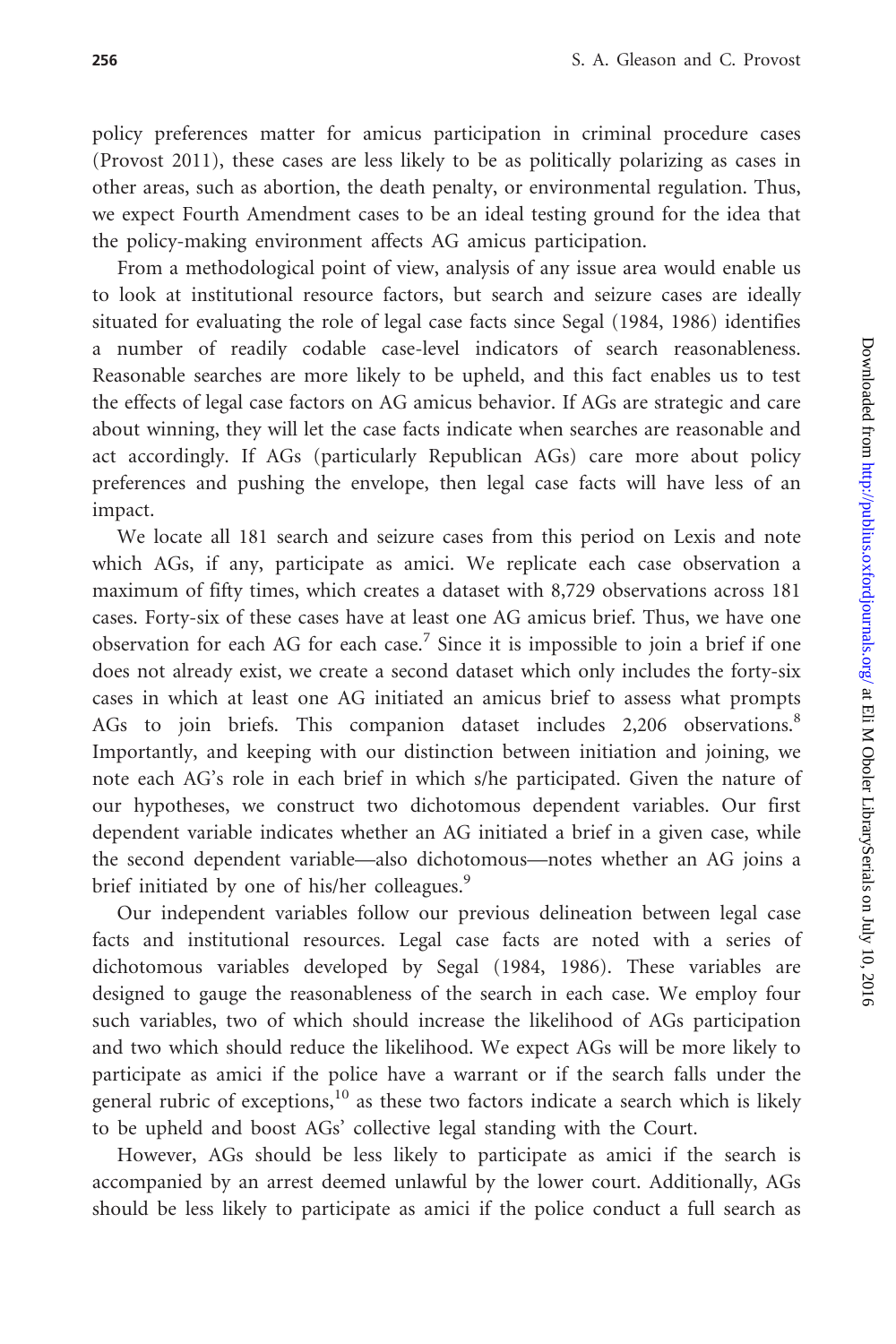policy preferences matter for amicus participation in criminal procedure cases (Provost 2011), these cases are less likely to be as politically polarizing as cases in other areas, such as abortion, the death penalty, or environmental regulation. Thus, we expect Fourth Amendment cases to be an ideal testing ground for the idea that the policy-making environment affects AG amicus participation.

From a methodological point of view, analysis of any issue area would enable us to look at institutional resource factors, but search and seizure cases are ideally situated for evaluating the role of legal case facts since Segal (1984, 1986) identifies a number of readily codable case-level indicators of search reasonableness. Reasonable searches are more likely to be upheld, and this fact enables us to test the effects of legal case factors on AG amicus behavior. If AGs are strategic and care about winning, they will let the case facts indicate when searches are reasonable and act accordingly. If AGs (particularly Republican AGs) care more about policy preferences and pushing the envelope, then legal case facts will have less of an impact.

We locate all 181 search and seizure cases from this period on Lexis and note which AGs, if any, participate as amici. We replicate each case observation a maximum of fifty times, which creates a dataset with 8,729 observations across 181 cases. Forty-six of these cases have at least one AG amicus brief. Thus, we have one observation for each AG for each case.[7] Since it is impossible to join a brief if one does not already exist, we create a second dataset which only includes the forty-six cases in which at least one AG initiated an amicus brief to assess what prompts AGs to join briefs. This companion dataset includes 2,206 observations.[8] Importantly, and keeping with our distinction between initiation and joining, we note each AG's role in each brief in which s/he participated. Given the nature of our hypotheses, we construct two dichotomous dependent variables. Our first dependent variable indicates whether an AG initiated a brief in a given case, while the second dependent variable—also dichotomous—notes whether an AG joins a brief initiated by one of his/her colleagues.[9]

Our independent variables follow our previous delineation between legal case facts and institutional resources. Legal case facts are noted with a series of dichotomous variables developed by Segal (1984, 1986). These variables are designed to gauge the reasonableness of the search in each case. We employ four such variables, two of which should increase the likelihood of AGs participation and two which should reduce the likelihood. We expect AGs will be more likely to participate as amici if the police have a warrant or if the search falls under the general rubric of exceptions,[10] as these two factors indicate a search which is likely to be upheld and boost AGs' collective legal standing with the Court.

However, AGs should be less likely to participate as amici if the search is accompanied by an arrest deemed unlawful by the lower court. Additionally, AGs should be less likely to participate as amici if the police conduct a full search as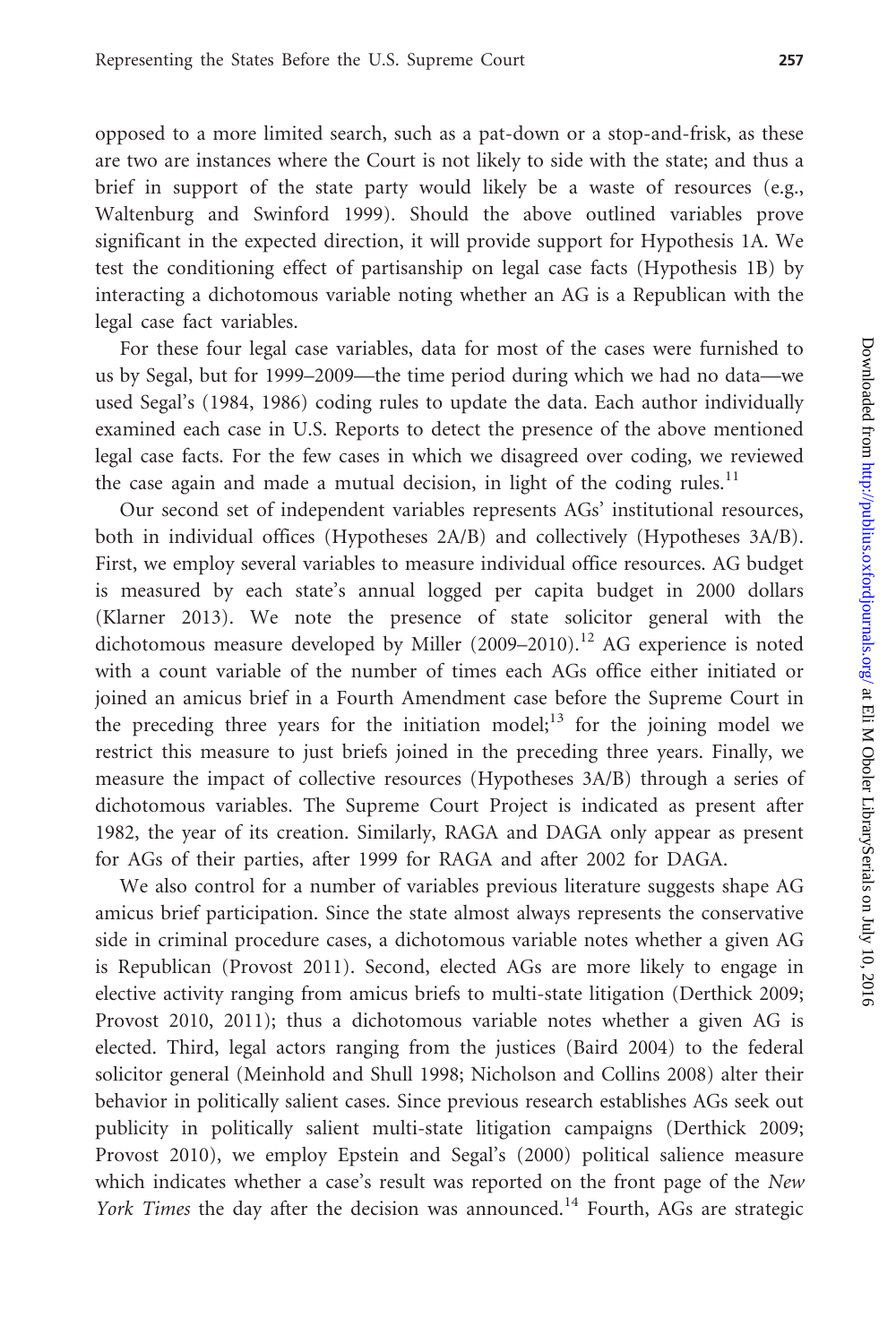opposed to a more limited search, such as a pat-down or a stop-and-frisk, as these are two are instances where the Court is not likely to side with the state; and thus a brief in support of the state party would likely be a waste of resources (e.g., Waltenburg and Swinford 1999). Should the above outlined variables prove significant in the expected direction, it will provide support for Hypothesis 1A. We test the conditioning effect of partisanship on legal case facts (Hypothesis 1B) by interacting a dichotomous variable noting whether an AG is a Republican with the legal case fact variables.

For these four legal case variables, data for most of the cases were furnished to us by Segal, but for 1999–2009—the time period during which we had no data—we used Segal's (1984, 1986) coding rules to update the data. Each author individually examined each case in U.S. Reports to detect the presence of the above mentioned legal case facts. For the few cases in which we disagreed over coding, we reviewed the case again and made a mutual decision, in light of the coding rules.[11]

Our second set of independent variables represents AGs' institutional resources, both in individual offices (Hypotheses 2A/B) and collectively (Hypotheses 3A/B). First, we employ several variables to measure individual office resources. AG budget is measured by each state's annual logged per capita budget in 2000 dollars (Klarner 2013). We note the presence of state solicitor general with the dichotomous measure developed by Miller (2009–2010).[12] AG experience is noted with a count variable of the number of times each AGs office either initiated or joined an amicus brief in a Fourth Amendment case before the Supreme Court in the preceding three years for the initiation model;[13] for the joining model we restrict this measure to just briefs joined in the preceding three years. Finally, we measure the impact of collective resources (Hypotheses 3A/B) through a series of dichotomous variables. The Supreme Court Project is indicated as present after 1982, the year of its creation. Similarly, RAGA and DAGA only appear as present for AGs of their parties, after 1999 for RAGA and after 2002 for DAGA.

We also control for a number of variables previous literature suggests shape AG amicus brief participation. Since the state almost always represents the conservative side in criminal procedure cases, a dichotomous variable notes whether a given AG is Republican (Provost 2011). Second, elected AGs are more likely to engage in elective activity ranging from amicus briefs to multi-state litigation (Derthick 2009; Provost 2010, 2011); thus a dichotomous variable notes whether a given AG is elected. Third, legal actors ranging from the justices (Baird 2004) to the federal solicitor general (Meinhold and Shull 1998; Nicholson and Collins 2008) alter their behavior in politically salient cases. Since previous research establishes AGs seek out publicity in politically salient multi-state litigation campaigns (Derthick 2009; Provost 2010), we employ Epstein and Segal's (2000) political salience measure which indicates whether a case's result was reported on the front page of the *New York Times* the day after the decision was announced.[14] Fourth, AGs are strategic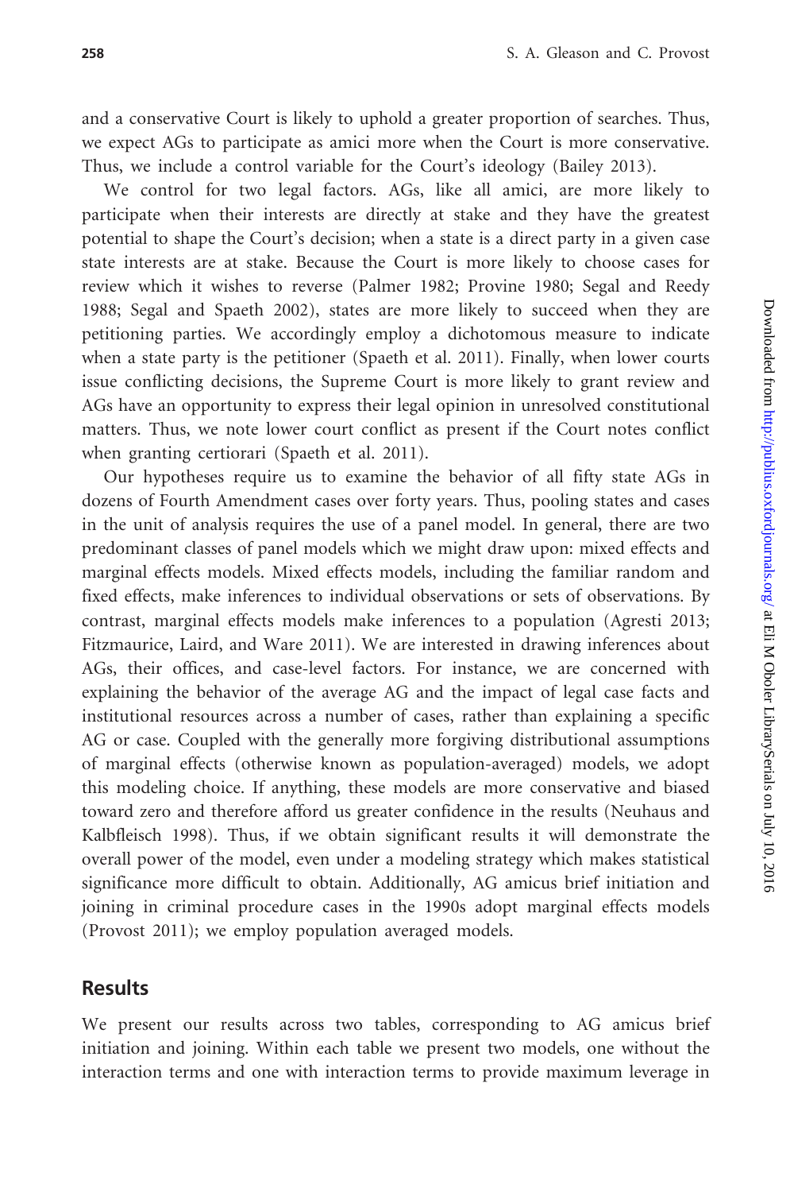and a conservative Court is likely to uphold a greater proportion of searches. Thus, we expect AGs to participate as amici more when the Court is more conservative. Thus, we include a control variable for the Court's ideology (Bailey 2013).

We control for two legal factors. AGs, like all amici, are more likely to participate when their interests are directly at stake and they have the greatest potential to shape the Court's decision; when a state is a direct party in a given case state interests are at stake. Because the Court is more likely to choose cases for review which it wishes to reverse (Palmer 1982; Provine 1980; Segal and Reedy 1988; Segal and Spaeth 2002), states are more likely to succeed when they are petitioning parties. We accordingly employ a dichotomous measure to indicate when a state party is the petitioner (Spaeth et al. 2011). Finally, when lower courts issue conflicting decisions, the Supreme Court is more likely to grant review and AGs have an opportunity to express their legal opinion in unresolved constitutional matters. Thus, we note lower court conflict as present if the Court notes conflict when granting certiorari (Spaeth et al. 2011).

Our hypotheses require us to examine the behavior of all fifty state AGs in dozens of Fourth Amendment cases over forty years. Thus, pooling states and cases in the unit of analysis requires the use of a panel model. In general, there are two predominant classes of panel models which we might draw upon: mixed effects and marginal effects models. Mixed effects models, including the familiar random and fixed effects, make inferences to individual observations or sets of observations. By contrast, marginal effects models make inferences to a population (Agresti 2013; Fitzmaurice, Laird, and Ware 2011). We are interested in drawing inferences about AGs, their offices, and case-level factors. For instance, we are concerned with explaining the behavior of the average AG and the impact of legal case facts and institutional resources across a number of cases, rather than explaining a specific AG or case. Coupled with the generally more forgiving distributional assumptions of marginal effects (otherwise known as population-averaged) models, we adopt this modeling choice. If anything, these models are more conservative and biased toward zero and therefore afford us greater confidence in the results (Neuhaus and Kalbfleisch 1998). Thus, if we obtain significant results it will demonstrate the overall power of the model, even under a modeling strategy which makes statistical significance more difficult to obtain. Additionally, AG amicus brief initiation and joining in criminal procedure cases in the 1990s adopt marginal effects models (Provost 2011); we employ population averaged models.

## Results

We present our results across two tables, corresponding to AG amicus brief initiation and joining. Within each table we present two models, one without the interaction terms and one with interaction terms to provide maximum leverage in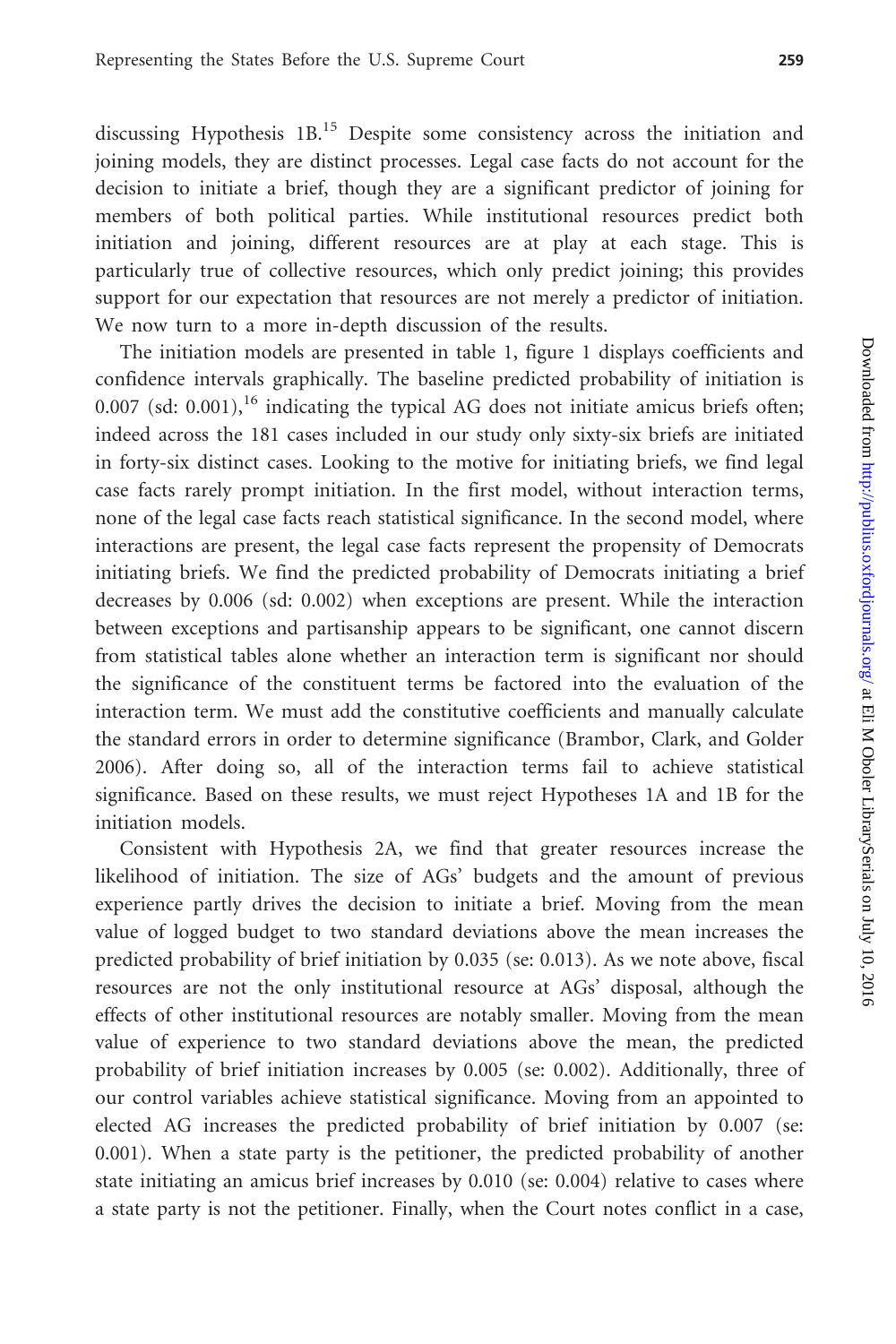discussing Hypothesis 1B.[15] Despite some consistency across the initiation and joining models, they are distinct processes. Legal case facts do not account for the decision to initiate a brief, though they are a significant predictor of joining for members of both political parties. While institutional resources predict both initiation and joining, different resources are at play at each stage. This is particularly true of collective resources, which only predict joining; this provides support for our expectation that resources are not merely a predictor of initiation. We now turn to a more in-depth discussion of the results.

The initiation models are presented in table 1, figure 1 displays coefficients and confidence intervals graphically. The baseline predicted probability of initiation is 0.007 (sd: 0.001),[16] indicating the typical AG does not initiate amicus briefs often; indeed across the 181 cases included in our study only sixty-six briefs are initiated in forty-six distinct cases. Looking to the motive for initiating briefs, we find legal case facts rarely prompt initiation. In the first model, without interaction terms, none of the legal case facts reach statistical significance. In the second model, where interactions are present, the legal case facts represent the propensity of Democrats initiating briefs. We find the predicted probability of Democrats initiating a brief decreases by 0.006 (sd: 0.002) when exceptions are present. While the interaction between exceptions and partisanship appears to be significant, one cannot discern from statistical tables alone whether an interaction term is significant nor should the significance of the constituent terms be factored into the evaluation of the interaction term. We must add the constitutive coefficients and manually calculate the standard errors in order to determine significance (Brambor, Clark, and Golder 2006). After doing so, all of the interaction terms fail to achieve statistical significance. Based on these results, we must reject Hypotheses 1A and 1B for the initiation models.

Consistent with Hypothesis 2A, we find that greater resources increase the likelihood of initiation. The size of AGs' budgets and the amount of previous experience partly drives the decision to initiate a brief. Moving from the mean value of logged budget to two standard deviations above the mean increases the predicted probability of brief initiation by 0.035 (se: 0.013). As we note above, fiscal resources are not the only institutional resource at AGs' disposal, although the effects of other institutional resources are notably smaller. Moving from the mean value of experience to two standard deviations above the mean, the predicted probability of brief initiation increases by 0.005 (se: 0.002). Additionally, three of our control variables achieve statistical significance. Moving from an appointed to elected AG increases the predicted probability of brief initiation by 0.007 (se: 0.001). When a state party is the petitioner, the predicted probability of another state initiating an amicus brief increases by 0.010 (se: 0.004) relative to cases where a state party is not the petitioner. Finally, when the Court notes conflict in a case,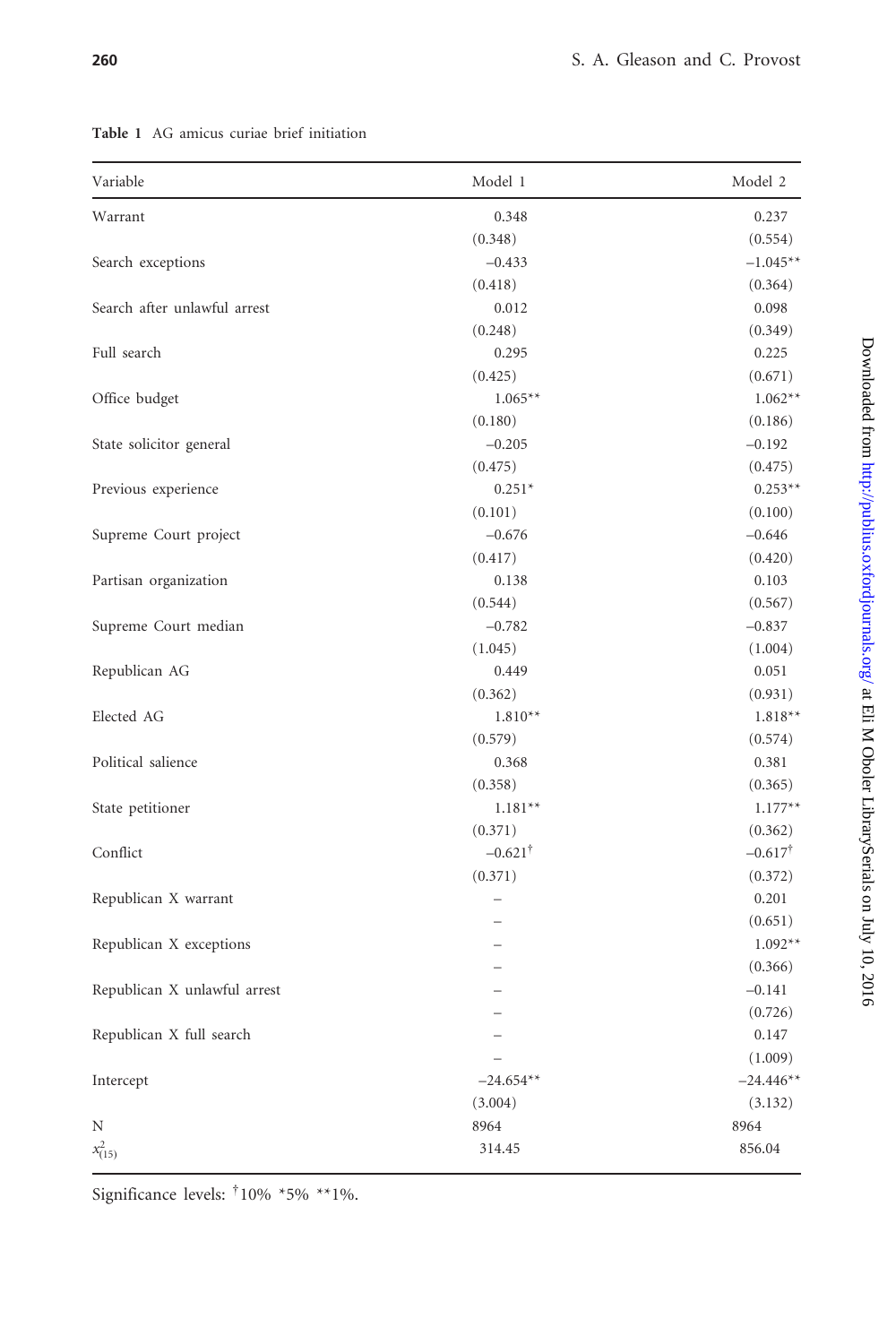**Table 1** AG amicus curiae brief initiation

| Variable | Model 1 | Model 2 |
|---|---|---|
| Warrant | 0.348 | 0.237 |
| | (0.348) | (0.554) |
| Search exceptions | −0.433 | −1.045** |
| | (0.418) | (0.364) |
| Search after unlawful arrest | 0.012 | 0.098 |
| | (0.248) | (0.349) |
| Full search | 0.295 | 0.225 |
| | (0.425) | (0.671) |
| Office budget | 1.065** | 1.062** |
| | (0.180) | (0.186) |
| State solicitor general | −0.205 | −0.192 |
| | (0.475) | (0.475) |
| Previous experience | 0.251* | 0.253** |
| | (0.101) | (0.100) |
| Supreme Court project | −0.676 | −0.646 |
| | (0.417) | (0.420) |
| Partisan organization | 0.138 | 0.103 |
| | (0.544) | (0.567) |
| Supreme Court median | −0.782 | −0.837 |
| | (1.045) | (1.004) |
| Republican AG | 0.449 | 0.051 |
| | (0.362) | (0.931) |
| Elected AG | 1.810** | 1.818** |
| | (0.579) | (0.574) |
| Political salience | 0.368 | 0.381 |
| | (0.358) | (0.365) |
| State petitioner | 1.181** | 1.177** |
| | (0.371) | (0.362) |
| Conflict | −0.621† | −0.617† |
| | (0.371) | (0.372) |
| Republican X warrant | – | 0.201 |
| | – | (0.651) |
| Republican X exceptions | – | 1.092** |
| | – | (0.366) |
| Republican X unlawful arrest | – | −0.141 |
| | – | (0.726) |
| Republican X full search | – | 0.147 |
| | – | (1.009) |
| Intercept | −24.654** | −24.446** |
| | (3.004) | (3.132) |
| N | 8964 | 8964 |
| $x^2_{(15)}$ | 314.45 | 856.04 |

Significance levels: †10% *5% **1%.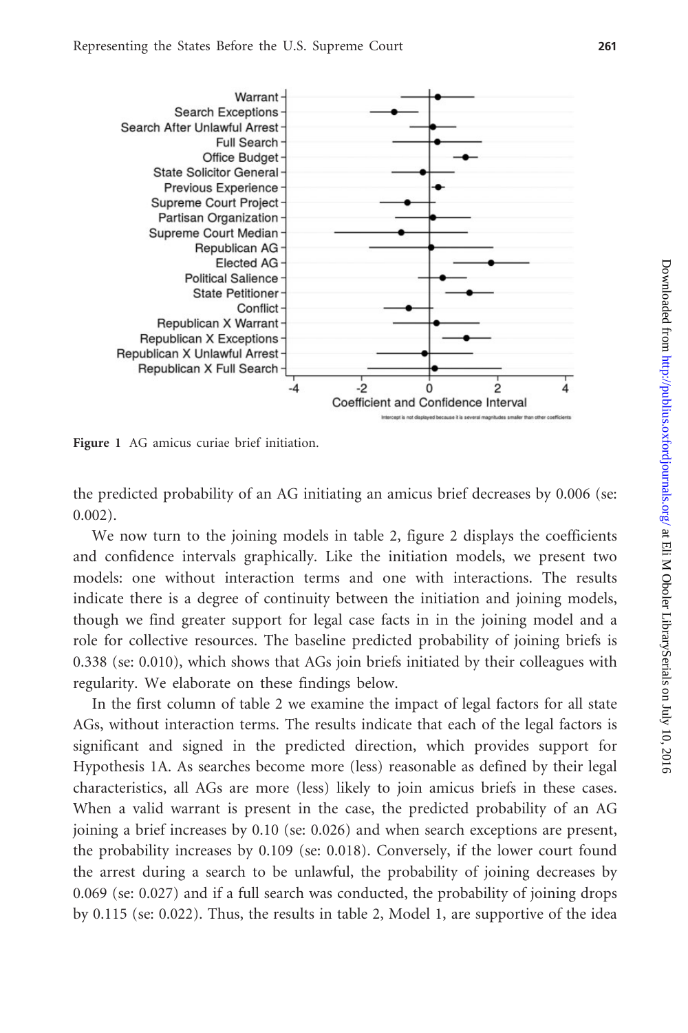Figure 1 AG amicus curiae brief initiation.

the predicted probability of an AG initiating an amicus brief decreases by 0.006 (se: 0.002).

We now turn to the joining models in table 2, figure 2 displays the coefficients and confidence intervals graphically. Like the initiation models, we present two models: one without interaction terms and one with interactions. The results indicate there is a degree of continuity between the initiation and joining models, though we find greater support for legal case facts in in the joining model and a role for collective resources. The baseline predicted probability of joining briefs is 0.338 (se: 0.010), which shows that AGs join briefs initiated by their colleagues with regularity. We elaborate on these findings below.

In the first column of table 2 we examine the impact of legal factors for all state AGs, without interaction terms. The results indicate that each of the legal factors is significant and signed in the predicted direction, which provides support for Hypothesis 1A. As searches become more (less) reasonable as defined by their legal characteristics, all AGs are more (less) likely to join amicus briefs in these cases. When a valid warrant is present in the case, the predicted probability of an AG joining a brief increases by 0.10 (se: 0.026) and when search exceptions are present, the probability increases by 0.109 (se: 0.018). Conversely, if the lower court found the arrest during a search to be unlawful, the probability of joining decreases by 0.069 (se: 0.027) and if a full search was conducted, the probability of joining drops by 0.115 (se: 0.022). Thus, the results in table 2, Model 1, are supportive of the idea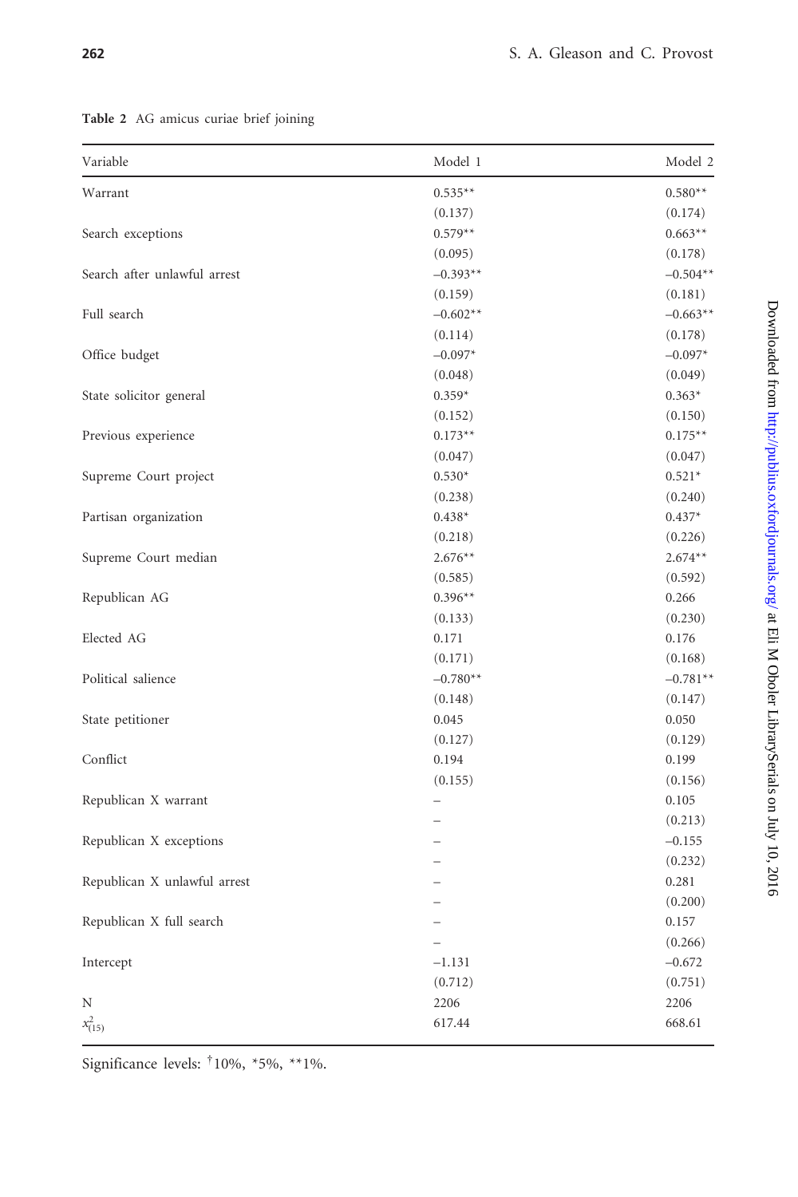**Table 2** AG amicus curiae brief joining

| Variable | Model 1 | Model 2 |
|---|---|---|
| Warrant | 0.535** | 0.580** |
| | (0.137) | (0.174) |
| Search exceptions | 0.579** | 0.663** |
| | (0.095) | (0.178) |
| Search after unlawful arrest | –0.393** | –0.504** |
| | (0.159) | (0.181) |
| Full search | –0.602** | –0.663** |
| | (0.114) | (0.178) |
| Office budget | –0.097* | –0.097* |
| | (0.048) | (0.049) |
| State solicitor general | 0.359* | 0.363* |
| | (0.152) | (0.150) |
| Previous experience | 0.173** | 0.175** |
| | (0.047) | (0.047) |
| Supreme Court project | 0.530* | 0.521* |
| | (0.238) | (0.240) |
| Partisan organization | 0.438* | 0.437* |
| | (0.218) | (0.226) |
| Supreme Court median | 2.676** | 2.674** |
| | (0.585) | (0.592) |
| Republican AG | 0.396** | 0.266 |
| | (0.133) | (0.230) |
| Elected AG | 0.171 | 0.176 |
| | (0.171) | (0.168) |
| Political salience | –0.780** | –0.781** |
| | (0.148) | (0.147) |
| State petitioner | 0.045 | 0.050 |
| | (0.127) | (0.129) |
| Conflict | 0.194 | 0.199 |
| | (0.155) | (0.156) |
| Republican X warrant | – | 0.105 |
| | – | (0.213) |
| Republican X exceptions | – | –0.155 |
| | – | (0.232) |
| Republican X unlawful arrest | – | 0.281 |
| | – | (0.200) |
| Republican X full search | – | 0.157 |
| | – | (0.266) |
| Intercept | –1.131 | –0.672 |
| | (0.712) | (0.751) |
| N | 2206 | 2206 |
| $x^2_{(15)}$ | 617.44 | 668.61 |

Significance levels: †10%, *5%, **1%.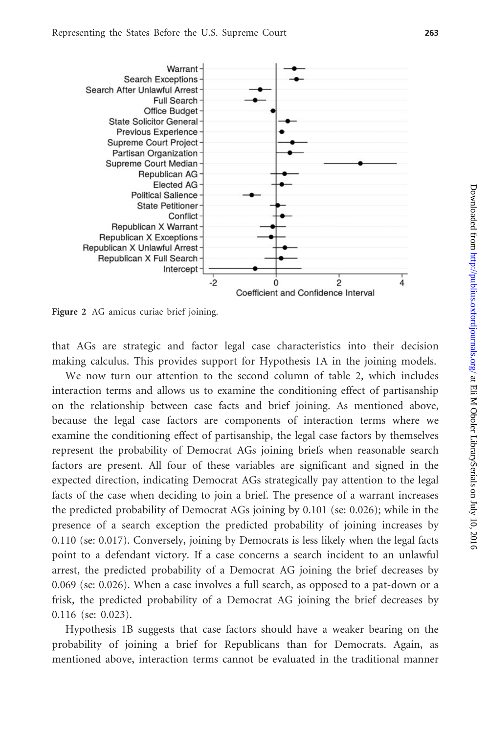Figure 2 AG amicus curiae brief joining.

that AGs are strategic and factor legal case characteristics into their decision making calculus. This provides support for Hypothesis 1A in the joining models.

We now turn our attention to the second column of table 2, which includes interaction terms and allows us to examine the conditioning effect of partisanship on the relationship between case facts and brief joining. As mentioned above, because the legal case factors are components of interaction terms where we examine the conditioning effect of partisanship, the legal case factors by themselves represent the probability of Democrat AGs joining briefs when reasonable search factors are present. All four of these variables are significant and signed in the expected direction, indicating Democrat AGs strategically pay attention to the legal facts of the case when deciding to join a brief. The presence of a warrant increases the predicted probability of Democrat AGs joining by 0.101 (se: 0.026); while in the presence of a search exception the predicted probability of joining increases by 0.110 (se: 0.017). Conversely, joining by Democrats is less likely when the legal facts point to a defendant victory. If a case concerns a search incident to an unlawful arrest, the predicted probability of a Democrat AG joining the brief decreases by 0.069 (se: 0.026). When a case involves a full search, as opposed to a pat-down or a frisk, the predicted probability of a Democrat AG joining the brief decreases by 0.116 (se: 0.023).

Hypothesis 1B suggests that case factors should have a weaker bearing on the probability of joining a brief for Republicans than for Democrats. Again, as mentioned above, interaction terms cannot be evaluated in the traditional manner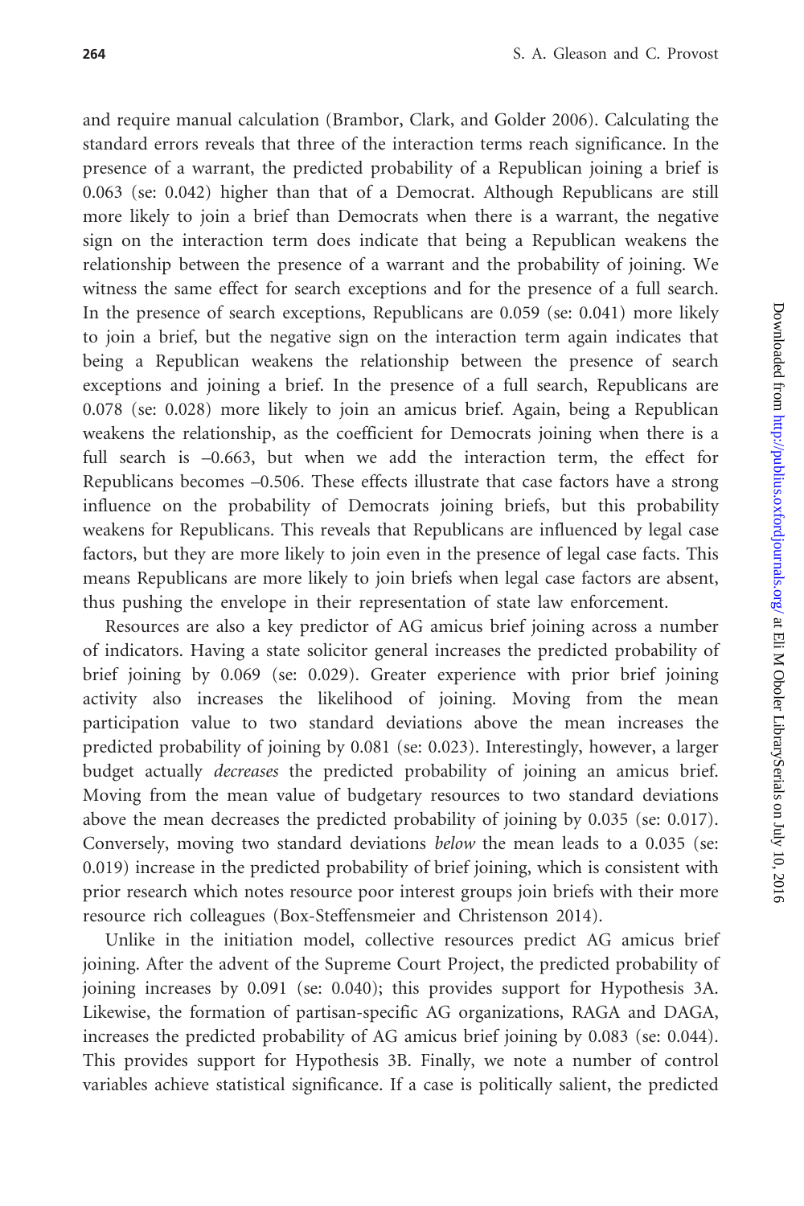and require manual calculation (Brambor, Clark, and Golder 2006). Calculating the standard errors reveals that three of the interaction terms reach significance. In the presence of a warrant, the predicted probability of a Republican joining a brief is 0.063 (se: 0.042) higher than that of a Democrat. Although Republicans are still more likely to join a brief than Democrats when there is a warrant, the negative sign on the interaction term does indicate that being a Republican weakens the relationship between the presence of a warrant and the probability of joining. We witness the same effect for search exceptions and for the presence of a full search. In the presence of search exceptions, Republicans are 0.059 (se: 0.041) more likely to join a brief, but the negative sign on the interaction term again indicates that being a Republican weakens the relationship between the presence of search exceptions and joining a brief. In the presence of a full search, Republicans are 0.078 (se: 0.028) more likely to join an amicus brief. Again, being a Republican weakens the relationship, as the coefficient for Democrats joining when there is a full search is –0.663, but when we add the interaction term, the effect for Republicans becomes –0.506. These effects illustrate that case factors have a strong influence on the probability of Democrats joining briefs, but this probability weakens for Republicans. This reveals that Republicans are influenced by legal case factors, but they are more likely to join even in the presence of legal case facts. This means Republicans are more likely to join briefs when legal case factors are absent, thus pushing the envelope in their representation of state law enforcement.

Resources are also a key predictor of AG amicus brief joining across a number of indicators. Having a state solicitor general increases the predicted probability of brief joining by 0.069 (se: 0.029). Greater experience with prior brief joining activity also increases the likelihood of joining. Moving from the mean participation value to two standard deviations above the mean increases the predicted probability of joining by 0.081 (se: 0.023). Interestingly, however, a larger budget actually *decreases* the predicted probability of joining an amicus brief. Moving from the mean value of budgetary resources to two standard deviations above the mean decreases the predicted probability of joining by 0.035 (se: 0.017). Conversely, moving two standard deviations *below* the mean leads to a 0.035 (se: 0.019) increase in the predicted probability of brief joining, which is consistent with prior research which notes resource poor interest groups join briefs with their more resource rich colleagues (Box-Steffensmeier and Christenson 2014).

Unlike in the initiation model, collective resources predict AG amicus brief joining. After the advent of the Supreme Court Project, the predicted probability of joining increases by 0.091 (se: 0.040); this provides support for Hypothesis 3A. Likewise, the formation of partisan-specific AG organizations, RAGA and DAGA, increases the predicted probability of AG amicus brief joining by 0.083 (se: 0.044). This provides support for Hypothesis 3B. Finally, we note a number of control variables achieve statistical significance. If a case is politically salient, the predicted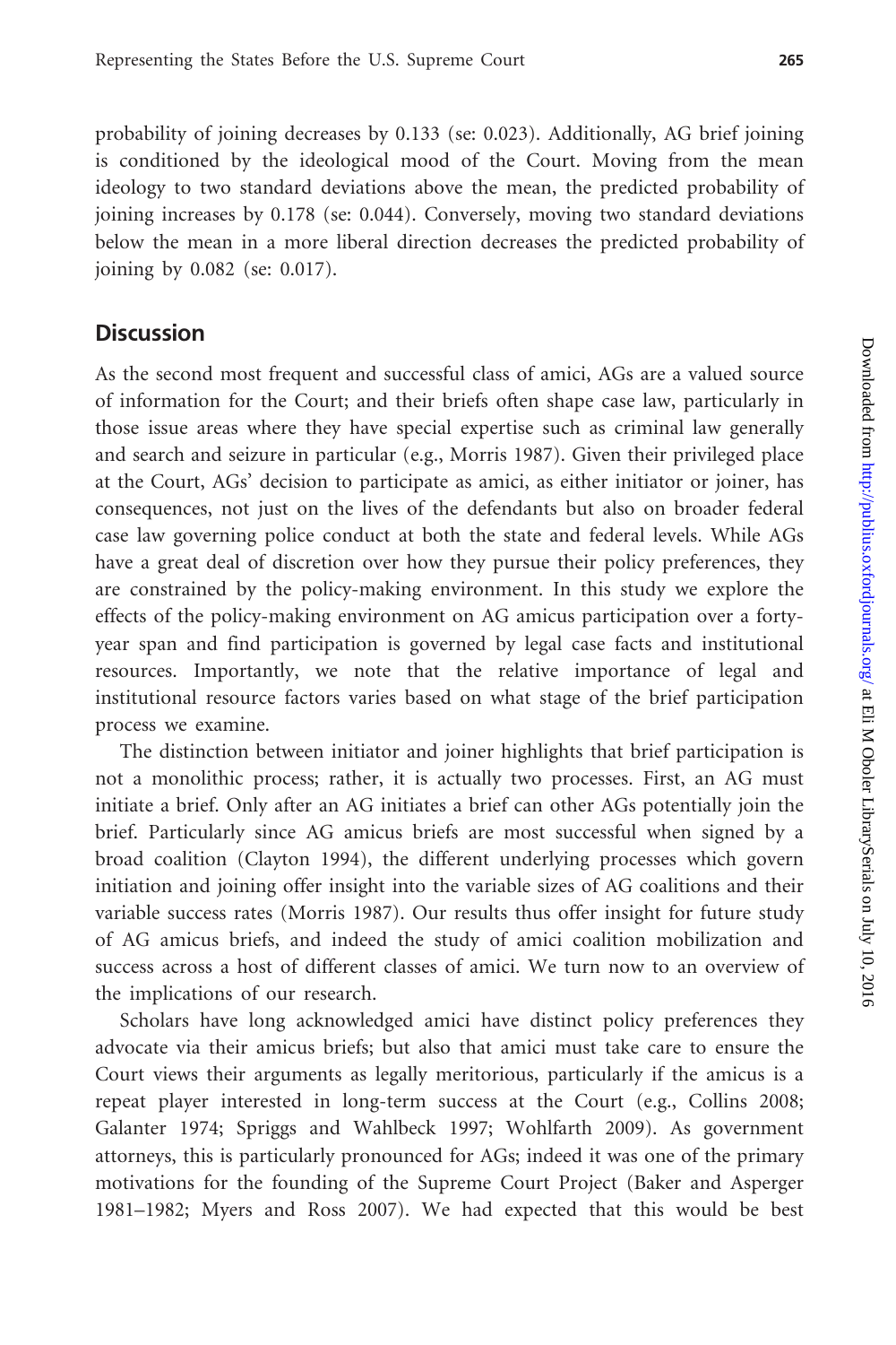probability of joining decreases by 0.133 (se: 0.023). Additionally, AG brief joining is conditioned by the ideological mood of the Court. Moving from the mean ideology to two standard deviations above the mean, the predicted probability of joining increases by 0.178 (se: 0.044). Conversely, moving two standard deviations below the mean in a more liberal direction decreases the predicted probability of joining by 0.082 (se: 0.017).

## Discussion

As the second most frequent and successful class of amici, AGs are a valued source of information for the Court; and their briefs often shape case law, particularly in those issue areas where they have special expertise such as criminal law generally and search and seizure in particular (e.g., Morris 1987). Given their privileged place at the Court, AGs' decision to participate as amici, as either initiator or joiner, has consequences, not just on the lives of the defendants but also on broader federal case law governing police conduct at both the state and federal levels. While AGs have a great deal of discretion over how they pursue their policy preferences, they are constrained by the policy-making environment. In this study we explore the effects of the policy-making environment on AG amicus participation over a forty-year span and find participation is governed by legal case facts and institutional resources. Importantly, we note that the relative importance of legal and institutional resource factors varies based on what stage of the brief participation process we examine.

The distinction between initiator and joiner highlights that brief participation is not a monolithic process; rather, it is actually two processes. First, an AG must initiate a brief. Only after an AG initiates a brief can other AGs potentially join the brief. Particularly since AG amicus briefs are most successful when signed by a broad coalition (Clayton 1994), the different underlying processes which govern initiation and joining offer insight into the variable sizes of AG coalitions and their variable success rates (Morris 1987). Our results thus offer insight for future study of AG amicus briefs, and indeed the study of amici coalition mobilization and success across a host of different classes of amici. We turn now to an overview of the implications of our research.

Scholars have long acknowledged amici have distinct policy preferences they advocate via their amicus briefs; but also that amici must take care to ensure the Court views their arguments as legally meritorious, particularly if the amicus is a repeat player interested in long-term success at the Court (e.g., Collins 2008; Galanter 1974; Spriggs and Wahlbeck 1997; Wohlfarth 2009). As government attorneys, this is particularly pronounced for AGs; indeed it was one of the primary motivations for the founding of the Supreme Court Project (Baker and Asperger 1981–1982; Myers and Ross 2007). We had expected that this would be best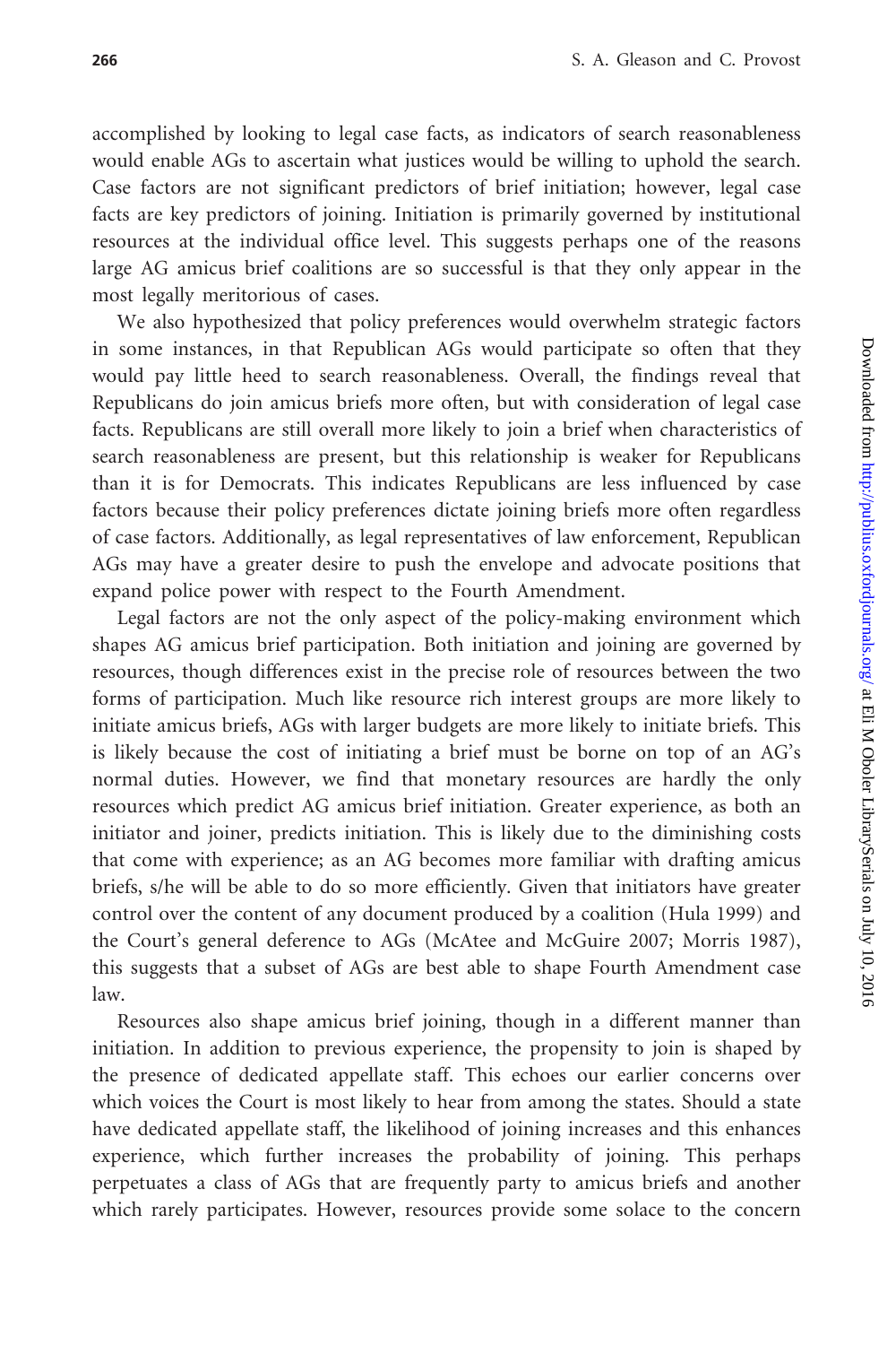accomplished by looking to legal case facts, as indicators of search reasonableness would enable AGs to ascertain what justices would be willing to uphold the search. Case factors are not significant predictors of brief initiation; however, legal case facts are key predictors of joining. Initiation is primarily governed by institutional resources at the individual office level. This suggests perhaps one of the reasons large AG amicus brief coalitions are so successful is that they only appear in the most legally meritorious of cases.

We also hypothesized that policy preferences would overwhelm strategic factors in some instances, in that Republican AGs would participate so often that they would pay little heed to search reasonableness. Overall, the findings reveal that Republicans do join amicus briefs more often, but with consideration of legal case facts. Republicans are still overall more likely to join a brief when characteristics of search reasonableness are present, but this relationship is weaker for Republicans than it is for Democrats. This indicates Republicans are less influenced by case factors because their policy preferences dictate joining briefs more often regardless of case factors. Additionally, as legal representatives of law enforcement, Republican AGs may have a greater desire to push the envelope and advocate positions that expand police power with respect to the Fourth Amendment.

Legal factors are not the only aspect of the policy-making environment which shapes AG amicus brief participation. Both initiation and joining are governed by resources, though differences exist in the precise role of resources between the two forms of participation. Much like resource rich interest groups are more likely to initiate amicus briefs, AGs with larger budgets are more likely to initiate briefs. This is likely because the cost of initiating a brief must be borne on top of an AG's normal duties. However, we find that monetary resources are hardly the only resources which predict AG amicus brief initiation. Greater experience, as both an initiator and joiner, predicts initiation. This is likely due to the diminishing costs that come with experience; as an AG becomes more familiar with drafting amicus briefs, s/he will be able to do so more efficiently. Given that initiators have greater control over the content of any document produced by a coalition (Hula 1999) and the Court's general deference to AGs (McAtee and McGuire 2007; Morris 1987), this suggests that a subset of AGs are best able to shape Fourth Amendment case law.

Resources also shape amicus brief joining, though in a different manner than initiation. In addition to previous experience, the propensity to join is shaped by the presence of dedicated appellate staff. This echoes our earlier concerns over which voices the Court is most likely to hear from among the states. Should a state have dedicated appellate staff, the likelihood of joining increases and this enhances experience, which further increases the probability of joining. This perhaps perpetuates a class of AGs that are frequently party to amicus briefs and another which rarely participates. However, resources provide some solace to the concern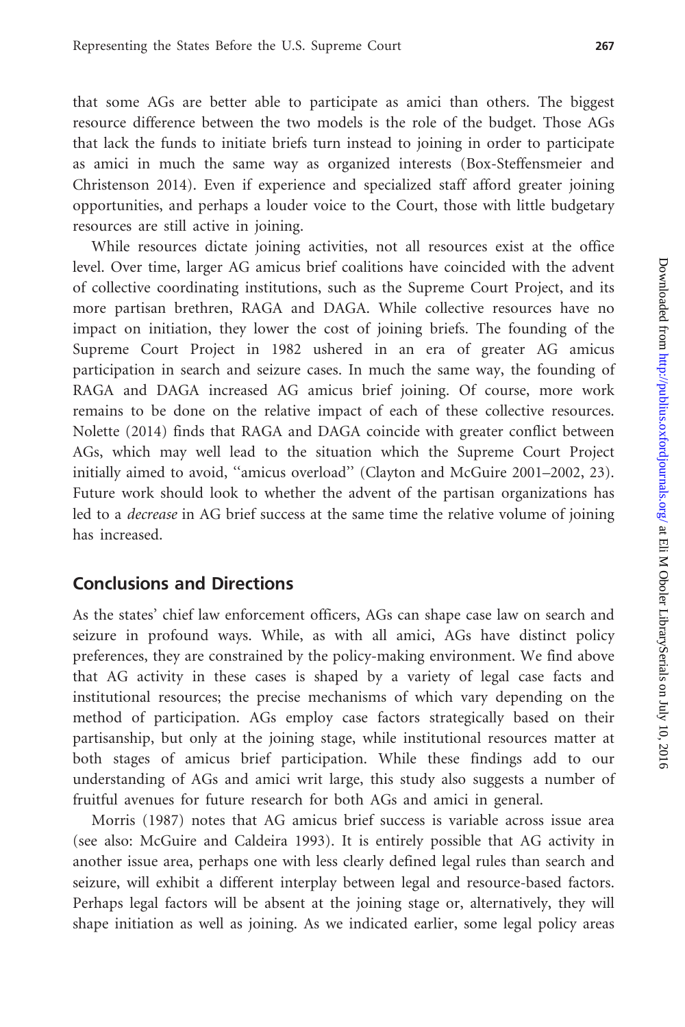that some AGs are better able to participate as amici than others. The biggest resource difference between the two models is the role of the budget. Those AGs that lack the funds to initiate briefs turn instead to joining in order to participate as amici in much the same way as organized interests (Box-Steffensmeier and Christenson 2014). Even if experience and specialized staff afford greater joining opportunities, and perhaps a louder voice to the Court, those with little budgetary resources are still active in joining.

While resources dictate joining activities, not all resources exist at the office level. Over time, larger AG amicus brief coalitions have coincided with the advent of collective coordinating institutions, such as the Supreme Court Project, and its more partisan brethren, RAGA and DAGA. While collective resources have no impact on initiation, they lower the cost of joining briefs. The founding of the Supreme Court Project in 1982 ushered in an era of greater AG amicus participation in search and seizure cases. In much the same way, the founding of RAGA and DAGA increased AG amicus brief joining. Of course, more work remains to be done on the relative impact of each of these collective resources. Nolette (2014) finds that RAGA and DAGA coincide with greater conflict between AGs, which may well lead to the situation which the Supreme Court Project initially aimed to avoid, "amicus overload" (Clayton and McGuire 2001–2002, 23). Future work should look to whether the advent of the partisan organizations has led to a *decrease* in AG brief success at the same time the relative volume of joining has increased.

## Conclusions and Directions

As the states' chief law enforcement officers, AGs can shape case law on search and seizure in profound ways. While, as with all amici, AGs have distinct policy preferences, they are constrained by the policy-making environment. We find above that AG activity in these cases is shaped by a variety of legal case facts and institutional resources; the precise mechanisms of which vary depending on the method of participation. AGs employ case factors strategically based on their partisanship, but only at the joining stage, while institutional resources matter at both stages of amicus brief participation. While these findings add to our understanding of AGs and amici writ large, this study also suggests a number of fruitful avenues for future research for both AGs and amici in general.

Morris (1987) notes that AG amicus brief success is variable across issue area (see also: McGuire and Caldeira 1993). It is entirely possible that AG activity in another issue area, perhaps one with less clearly defined legal rules than search and seizure, will exhibit a different interplay between legal and resource-based factors. Perhaps legal factors will be absent at the joining stage or, alternatively, they will shape initiation as well as joining. As we indicated earlier, some legal policy areas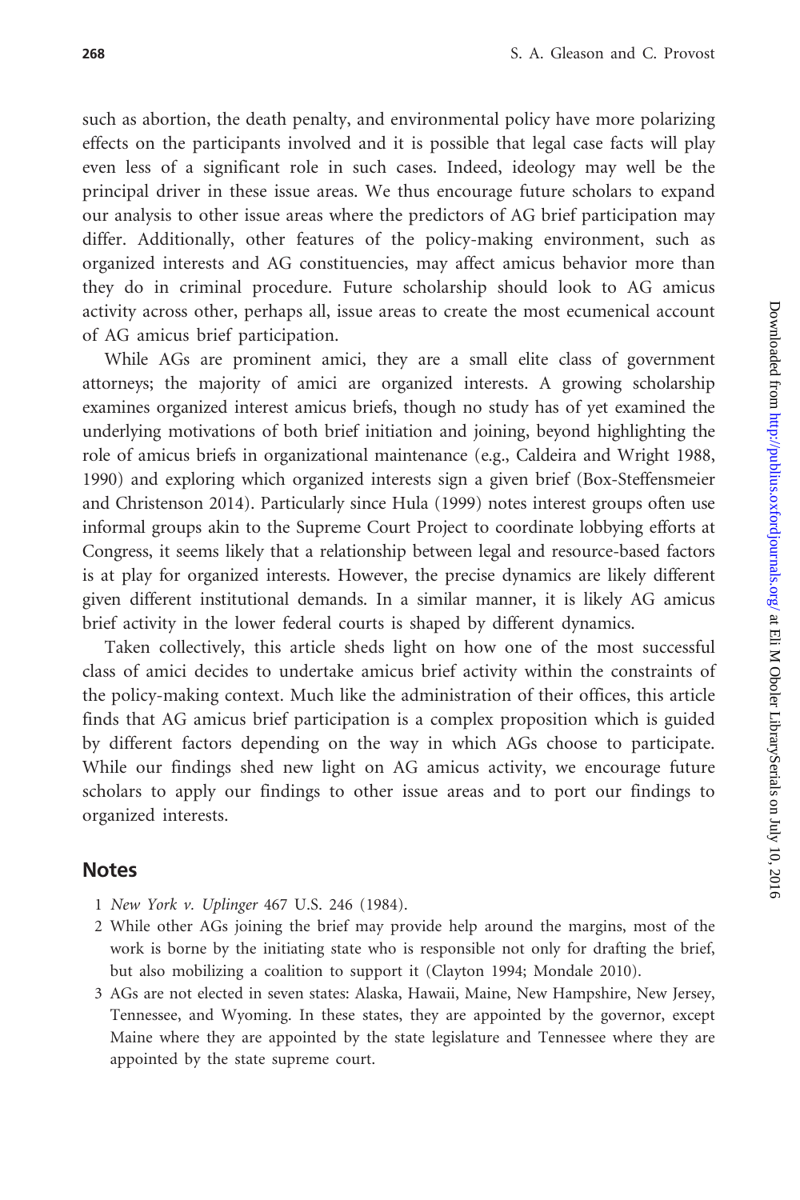such as abortion, the death penalty, and environmental policy have more polarizing effects on the participants involved and it is possible that legal case facts will play even less of a significant role in such cases. Indeed, ideology may well be the principal driver in these issue areas. We thus encourage future scholars to expand our analysis to other issue areas where the predictors of AG brief participation may differ. Additionally, other features of the policy-making environment, such as organized interests and AG constituencies, may affect amicus behavior more than they do in criminal procedure. Future scholarship should look to AG amicus activity across other, perhaps all, issue areas to create the most ecumenical account of AG amicus brief participation.

While AGs are prominent amici, they are a small elite class of government attorneys; the majority of amici are organized interests. A growing scholarship examines organized interest amicus briefs, though no study has of yet examined the underlying motivations of both brief initiation and joining, beyond highlighting the role of amicus briefs in organizational maintenance (e.g., Caldeira and Wright 1988, 1990) and exploring which organized interests sign a given brief (Box-Steffensmeier and Christenson 2014). Particularly since Hula (1999) notes interest groups often use informal groups akin to the Supreme Court Project to coordinate lobbying efforts at Congress, it seems likely that a relationship between legal and resource-based factors is at play for organized interests. However, the precise dynamics are likely different given different institutional demands. In a similar manner, it is likely AG amicus brief activity in the lower federal courts is shaped by different dynamics.

Taken collectively, this article sheds light on how one of the most successful class of amici decides to undertake amicus brief activity within the constraints of the policy-making context. Much like the administration of their offices, this article finds that AG amicus brief participation is a complex proposition which is guided by different factors depending on the way in which AGs choose to participate. While our findings shed new light on AG amicus activity, we encourage future scholars to apply our findings to other issue areas and to port our findings to organized interests.

## Notes

1 *New York v. Uplinger* 467 U.S. 246 (1984).

2 While other AGs joining the brief may provide help around the margins, most of the work is borne by the initiating state who is responsible not only for drafting the brief, but also mobilizing a coalition to support it (Clayton 1994; Mondale 2010).

3 AGs are not elected in seven states: Alaska, Hawaii, Maine, New Hampshire, New Jersey, Tennessee, and Wyoming. In these states, they are appointed by the governor, except Maine where they are appointed by the state legislature and Tennessee where they are appointed by the state supreme court.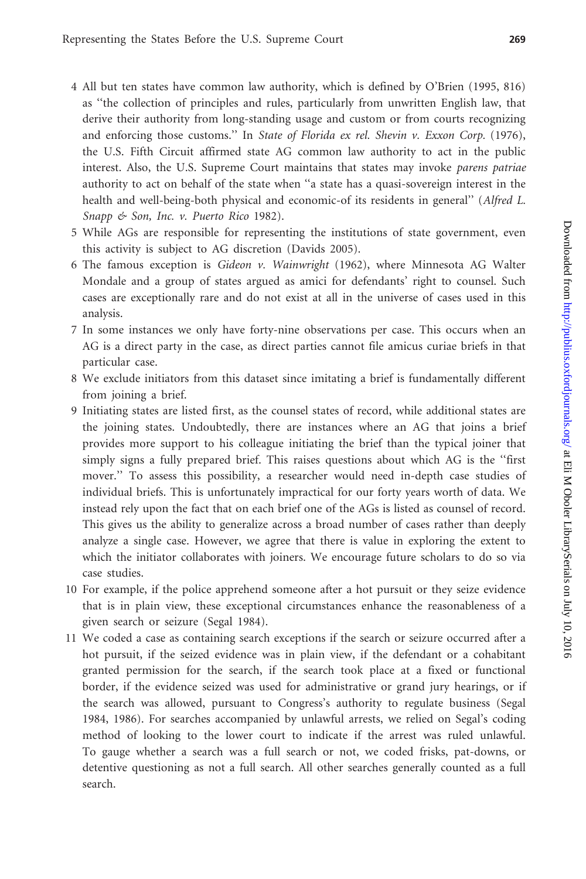4 All but ten states have common law authority, which is defined by O'Brien (1995, 816) as ''the collection of principles and rules, particularly from unwritten English law, that derive their authority from long-standing usage and custom or from courts recognizing and enforcing those customs.'' In *State of Florida ex rel. Shevin v. Exxon Corp.* (1976), the U.S. Fifth Circuit affirmed state AG common law authority to act in the public interest. Also, the U.S. Supreme Court maintains that states may invoke *parens patriae* authority to act on behalf of the state when ''a state has a quasi-sovereign interest in the health and well-being-both physical and economic-of its residents in general'' (*Alfred L. Snapp & Son, Inc. v. Puerto Rico* 1982).

5 While AGs are responsible for representing the institutions of state government, even this activity is subject to AG discretion (Davids 2005).

6 The famous exception is *Gideon v. Wainwright* (1962), where Minnesota AG Walter Mondale and a group of states argued as amici for defendants' right to counsel. Such cases are exceptionally rare and do not exist at all in the universe of cases used in this analysis.

7 In some instances we only have forty-nine observations per case. This occurs when an AG is a direct party in the case, as direct parties cannot file amicus curiae briefs in that particular case.

8 We exclude initiators from this dataset since imitating a brief is fundamentally different from joining a brief.

9 Initiating states are listed first, as the counsel states of record, while additional states are the joining states. Undoubtedly, there are instances where an AG that joins a brief provides more support to his colleague initiating the brief than the typical joiner that simply signs a fully prepared brief. This raises questions about which AG is the ''first mover.'' To assess this possibility, a researcher would need in-depth case studies of individual briefs. This is unfortunately impractical for our forty years worth of data. We instead rely upon the fact that on each brief one of the AGs is listed as counsel of record. This gives us the ability to generalize across a broad number of cases rather than deeply analyze a single case. However, we agree that there is value in exploring the extent to which the initiator collaborates with joiners. We encourage future scholars to do so via case studies.

10 For example, if the police apprehend someone after a hot pursuit or they seize evidence that is in plain view, these exceptional circumstances enhance the reasonableness of a given search or seizure (Segal 1984).

11 We coded a case as containing search exceptions if the search or seizure occurred after a hot pursuit, if the seized evidence was in plain view, if the defendant or a cohabitant granted permission for the search, if the search took place at a fixed or functional border, if the evidence seized was used for administrative or grand jury hearings, or if the search was allowed, pursuant to Congress's authority to regulate business (Segal 1984, 1986). For searches accompanied by unlawful arrests, we relied on Segal's coding method of looking to the lower court to indicate if the arrest was ruled unlawful. To gauge whether a search was a full search or not, we coded frisks, pat-downs, or detentive questioning as not a full search. All other searches generally counted as a full search.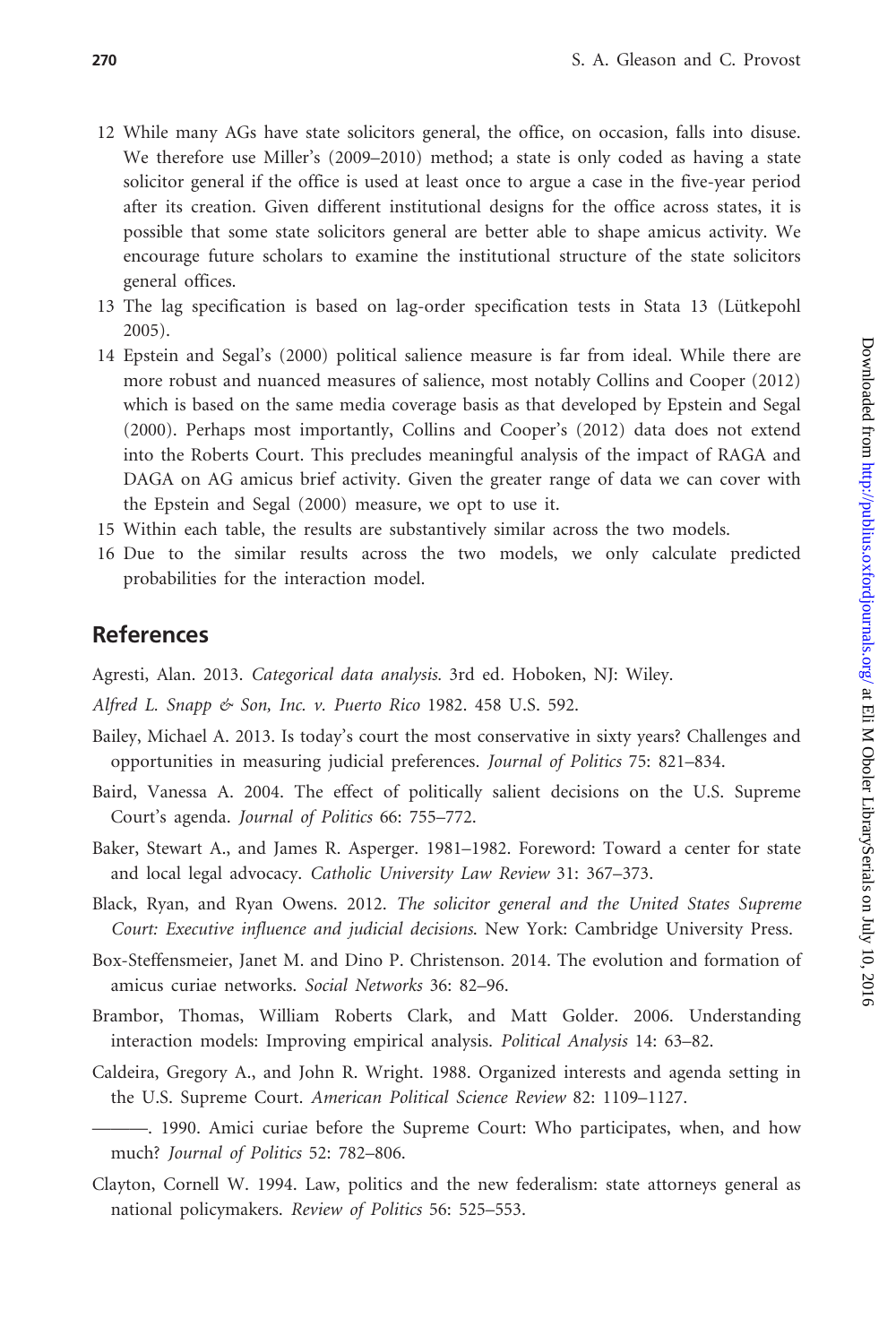12 While many AGs have state solicitors general, the office, on occasion, falls into disuse. We therefore use Miller's (2009–2010) method; a state is only coded as having a state solicitor general if the office is used at least once to argue a case in the five-year period after its creation. Given different institutional designs for the office across states, it is possible that some state solicitors general are better able to shape amicus activity. We encourage future scholars to examine the institutional structure of the state solicitors general offices.

13 The lag specification is based on lag-order specification tests in Stata 13 (Lütkepohl 2005).

14 Epstein and Segal's (2000) political salience measure is far from ideal. While there are more robust and nuanced measures of salience, most notably Collins and Cooper (2012) which is based on the same media coverage basis as that developed by Epstein and Segal (2000). Perhaps most importantly, Collins and Cooper's (2012) data does not extend into the Roberts Court. This precludes meaningful analysis of the impact of RAGA and DAGA on AG amicus brief activity. Given the greater range of data we can cover with the Epstein and Segal (2000) measure, we opt to use it.

15 Within each table, the results are substantively similar across the two models.

16 Due to the similar results across the two models, we only calculate predicted probabilities for the interaction model.

## References

Agresti, Alan. 2013. *Categorical data analysis*. 3rd ed. Hoboken, NJ: Wiley.

*Alfred L. Snapp & Son, Inc. v. Puerto Rico* 1982. 458 U.S. 592.

Bailey, Michael A. 2013. Is today's court the most conservative in sixty years? Challenges and opportunities in measuring judicial preferences. *Journal of Politics* 75: 821–834.

Baird, Vanessa A. 2004. The effect of politically salient decisions on the U.S. Supreme Court's agenda. *Journal of Politics* 66: 755–772.

Baker, Stewart A., and James R. Asperger. 1981–1982. Foreword: Toward a center for state and local legal advocacy. *Catholic University Law Review* 31: 367–373.

Black, Ryan, and Ryan Owens. 2012. *The solicitor general and the United States Supreme Court: Executive influence and judicial decisions*. New York: Cambridge University Press.

Box-Steffensmeier, Janet M. and Dino P. Christenson. 2014. The evolution and formation of amicus curiae networks. *Social Networks* 36: 82–96.

Brambor, Thomas, William Roberts Clark, and Matt Golder. 2006. Understanding interaction models: Improving empirical analysis. *Political Analysis* 14: 63–82.

Caldeira, Gregory A., and John R. Wright. 1988. Organized interests and agenda setting in the U.S. Supreme Court. *American Political Science Review* 82: 1109–1127.

———. 1990. Amici curiae before the Supreme Court: Who participates, when, and how much? *Journal of Politics* 52: 782–806.

Clayton, Cornell W. 1994. Law, politics and the new federalism: state attorneys general as national policymakers. *Review of Politics* 56: 525–553.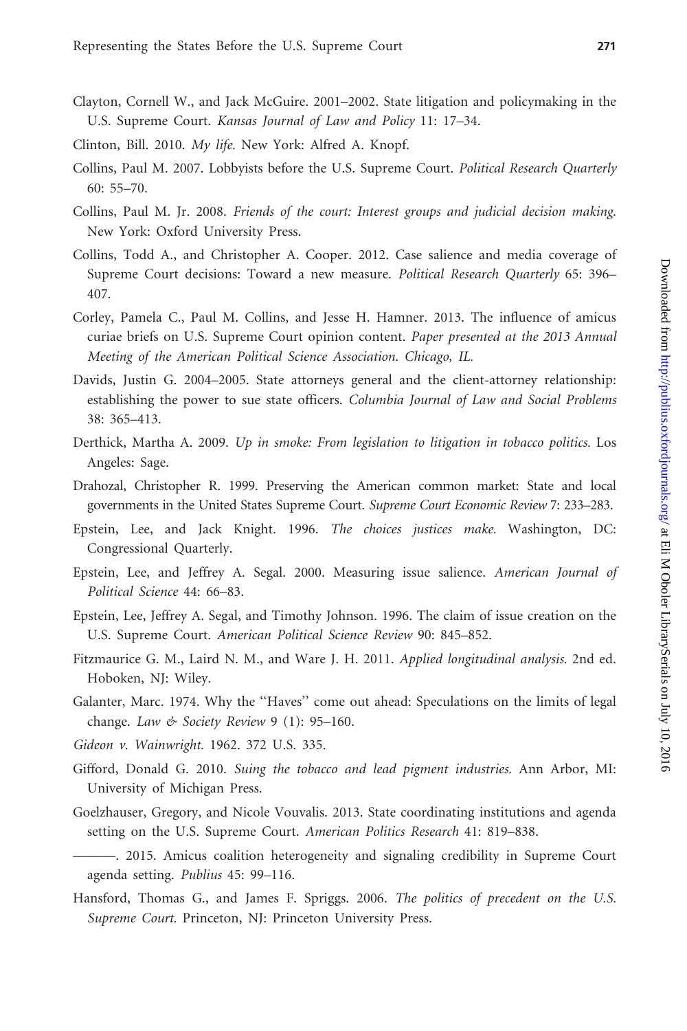Clayton, Cornell W., and Jack McGuire. 2001–2002. State litigation and policymaking in the U.S. Supreme Court. *Kansas Journal of Law and Policy* 11: 17–34.

Clinton, Bill. 2010. *My life.* New York: Alfred A. Knopf.

Collins, Paul M. 2007. Lobbyists before the U.S. Supreme Court. *Political Research Quarterly* 60: 55–70.

Collins, Paul M. Jr. 2008. *Friends of the court: Interest groups and judicial decision making.* New York: Oxford University Press.

Collins, Todd A., and Christopher A. Cooper. 2012. Case salience and media coverage of Supreme Court decisions: Toward a new measure. *Political Research Quarterly* 65: 396–407.

Corley, Pamela C., Paul M. Collins, and Jesse H. Hamner. 2013. The influence of amicus curiae briefs on U.S. Supreme Court opinion content. *Paper presented at the 2013 Annual Meeting of the American Political Science Association. Chicago, IL.*

Davids, Justin G. 2004–2005. State attorneys general and the client-attorney relationship: establishing the power to sue state officers. *Columbia Journal of Law and Social Problems* 38: 365–413.

Derthick, Martha A. 2009. *Up in smoke: From legislation to litigation in tobacco politics.* Los Angeles: Sage.

Drahozal, Christopher R. 1999. Preserving the American common market: State and local governments in the United States Supreme Court. *Supreme Court Economic Review* 7: 233–283.

Epstein, Lee, and Jack Knight. 1996. *The choices justices make.* Washington, DC: Congressional Quarterly.

Epstein, Lee, and Jeffrey A. Segal. 2000. Measuring issue salience. *American Journal of Political Science* 44: 66–83.

Epstein, Lee, Jeffrey A. Segal, and Timothy Johnson. 1996. The claim of issue creation on the U.S. Supreme Court. *American Political Science Review* 90: 845–852.

Fitzmaurice G. M., Laird N. M., and Ware J. H. 2011. *Applied longitudinal analysis.* 2nd ed. Hoboken, NJ: Wiley.

Galanter, Marc. 1974. Why the "Haves" come out ahead: Speculations on the limits of legal change. *Law & Society Review* 9 (1): 95–160.

*Gideon v. Wainwright.* 1962. 372 U.S. 335.

Gifford, Donald G. 2010. *Suing the tobacco and lead pigment industries.* Ann Arbor, MI: University of Michigan Press.

Goelzhauser, Gregory, and Nicole Vouvalis. 2013. State coordinating institutions and agenda setting on the U.S. Supreme Court. *American Politics Research* 41: 819–838.

———. 2015. Amicus coalition heterogeneity and signaling credibility in Supreme Court agenda setting. *Publius* 45: 99–116.

Hansford, Thomas G., and James F. Spriggs. 2006. *The politics of precedent on the U.S. Supreme Court.* Princeton, NJ: Princeton University Press.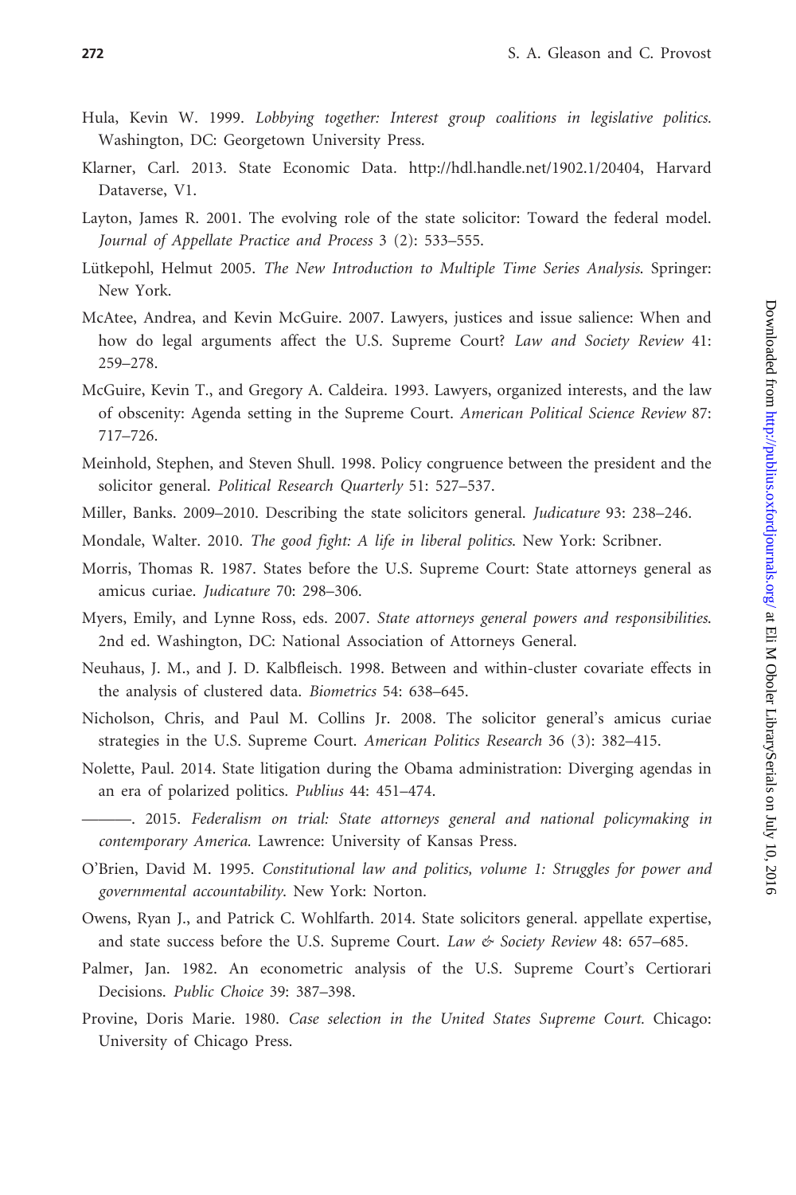Hula, Kevin W. 1999. *Lobbying together: Interest group coalitions in legislative politics*. Washington, DC: Georgetown University Press.

Klarner, Carl. 2013. State Economic Data. http://hdl.handle.net/1902.1/20404, Harvard Dataverse, V1.

Layton, James R. 2001. The evolving role of the state solicitor: Toward the federal model. *Journal of Appellate Practice and Process* 3 (2): 533–555.

Lütkepohl, Helmut 2005. *The New Introduction to Multiple Time Series Analysis*. Springer: New York.

McAtee, Andrea, and Kevin McGuire. 2007. Lawyers, justices and issue salience: When and how do legal arguments affect the U.S. Supreme Court? *Law and Society Review* 41: 259–278.

McGuire, Kevin T., and Gregory A. Caldeira. 1993. Lawyers, organized interests, and the law of obscenity: Agenda setting in the Supreme Court. *American Political Science Review* 87: 717–726.

Meinhold, Stephen, and Steven Shull. 1998. Policy congruence between the president and the solicitor general. *Political Research Quarterly* 51: 527–537.

Miller, Banks. 2009–2010. Describing the state solicitors general. *Judicature* 93: 238–246.

Mondale, Walter. 2010. *The good fight: A life in liberal politics*. New York: Scribner.

Morris, Thomas R. 1987. States before the U.S. Supreme Court: State attorneys general as amicus curiae. *Judicature* 70: 298–306.

Myers, Emily, and Lynne Ross, eds. 2007. *State attorneys general powers and responsibilities*. 2nd ed. Washington, DC: National Association of Attorneys General.

Neuhaus, J. M., and J. D. Kalbfleisch. 1998. Between and within-cluster covariate effects in the analysis of clustered data. *Biometrics* 54: 638–645.

Nicholson, Chris, and Paul M. Collins Jr. 2008. The solicitor general's amicus curiae strategies in the U.S. Supreme Court. *American Politics Research* 36 (3): 382–415.

Nolette, Paul. 2014. State litigation during the Obama administration: Diverging agendas in an era of polarized politics. *Publius* 44: 451–474.

———. 2015. *Federalism on trial: State attorneys general and national policymaking in contemporary America*. Lawrence: University of Kansas Press.

O'Brien, David M. 1995. *Constitutional law and politics, volume 1: Struggles for power and governmental accountability*. New York: Norton.

Owens, Ryan J., and Patrick C. Wohlfarth. 2014. State solicitors general. appellate expertise, and state success before the U.S. Supreme Court. *Law & Society Review* 48: 657–685.

Palmer, Jan. 1982. An econometric analysis of the U.S. Supreme Court's Certiorari Decisions. *Public Choice* 39: 387–398.

Provine, Doris Marie. 1980. *Case selection in the United States Supreme Court*. Chicago: University of Chicago Press.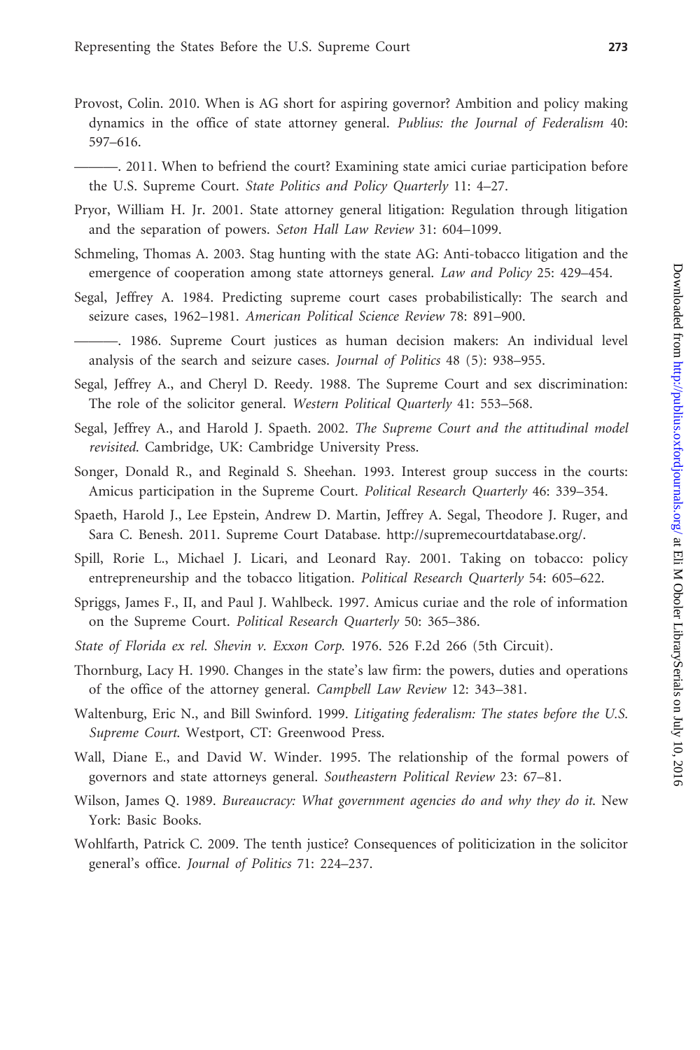Provost, Colin. 2010. When is AG short for aspiring governor? Ambition and policy making dynamics in the office of state attorney general. *Publius: the Journal of Federalism* 40: 597–616.

———. 2011. When to befriend the court? Examining state amici curiae participation before the U.S. Supreme Court. *State Politics and Policy Quarterly* 11: 4–27.

Pryor, William H. Jr. 2001. State attorney general litigation: Regulation through litigation and the separation of powers. *Seton Hall Law Review* 31: 604–1099.

Schmeling, Thomas A. 2003. Stag hunting with the state AG: Anti-tobacco litigation and the emergence of cooperation among state attorneys general. *Law and Policy* 25: 429–454.

Segal, Jeffrey A. 1984. Predicting supreme court cases probabilistically: The search and seizure cases, 1962–1981. *American Political Science Review* 78: 891–900.

———. 1986. Supreme Court justices as human decision makers: An individual level analysis of the search and seizure cases. *Journal of Politics* 48 (5): 938–955.

Segal, Jeffrey A., and Cheryl D. Reedy. 1988. The Supreme Court and sex discrimination: The role of the solicitor general. *Western Political Quarterly* 41: 553–568.

Segal, Jeffrey A., and Harold J. Spaeth. 2002. *The Supreme Court and the attitudinal model revisited*. Cambridge, UK: Cambridge University Press.

Songer, Donald R., and Reginald S. Sheehan. 1993. Interest group success in the courts: Amicus participation in the Supreme Court. *Political Research Quarterly* 46: 339–354.

Spaeth, Harold J., Lee Epstein, Andrew D. Martin, Jeffrey A. Segal, Theodore J. Ruger, and Sara C. Benesh. 2011. Supreme Court Database. http://supremecourtdatabase.org/.

Spill, Rorie L., Michael J. Licari, and Leonard Ray. 2001. Taking on tobacco: policy entrepreneurship and the tobacco litigation. *Political Research Quarterly* 54: 605–622.

Spriggs, James F., II, and Paul J. Wahlbeck. 1997. Amicus curiae and the role of information on the Supreme Court. *Political Research Quarterly* 50: 365–386.

*State of Florida ex rel. Shevin v. Exxon Corp.* 1976. 526 F.2d 266 (5th Circuit).

Thornburg, Lacy H. 1990. Changes in the state's law firm: the powers, duties and operations of the office of the attorney general. *Campbell Law Review* 12: 343–381.

Waltenburg, Eric N., and Bill Swinford. 1999. *Litigating federalism: The states before the U.S. Supreme Court*. Westport, CT: Greenwood Press.

Wall, Diane E., and David W. Winder. 1995. The relationship of the formal powers of governors and state attorneys general. *Southeastern Political Review* 23: 67–81.

Wilson, James Q. 1989. *Bureaucracy: What government agencies do and why they do it*. New York: Basic Books.

Wohlfarth, Patrick C. 2009. The tenth justice? Consequences of politicization in the solicitor general's office. *Journal of Politics* 71: 224–237.